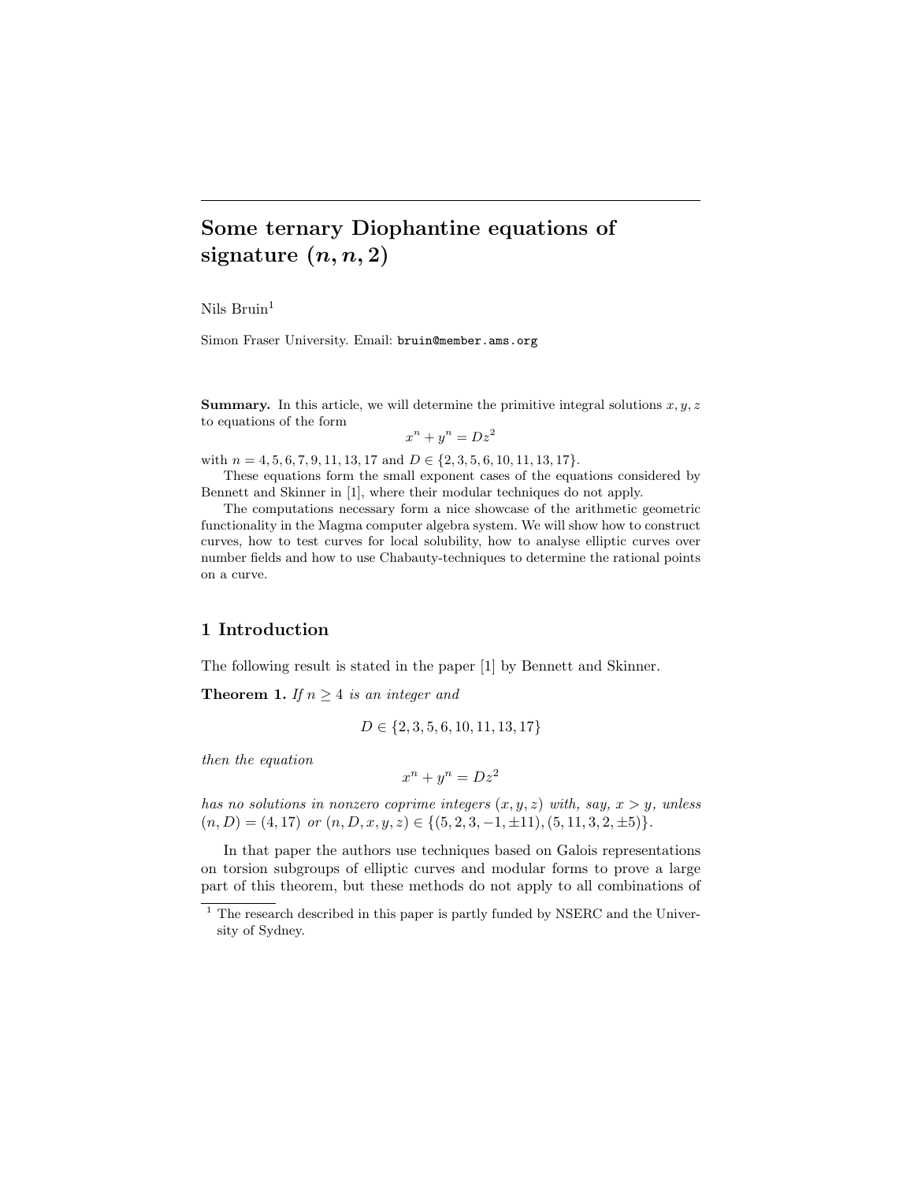# Some ternary Diophantine equations of signature $(n, n, 2)$

Nils Bruin[1]

Simon Fraser University. Email: bruin@member.ams.org

**Summary.** In this article, we will determine the primitive integral solutions $x, y, z$ to equations of the form

$$x^n + y^n = Dz^2$$

with $n = 4, 5, 6, 7, 9, 11, 13, 17$ and $D \in \{2, 3, 5, 6, 10, 11, 13, 17\}$.

These equations form the small exponent cases of the equations considered by Bennett and Skinner in [1], where their modular techniques do not apply.

The computations necessary form a nice showcase of the arithmetic geometric functionality in the Magma computer algebra system. We will show how to construct curves, how to test curves for local solubility, how to analyse elliptic curves over number fields and how to use Chabauty-techniques to determine the rational points on a curve.

## 1 Introduction

The following result is stated in the paper [1] by Bennett and Skinner.

**Theorem 1.** *If $n \geq 4$ is an integer and*

$$D \in \{2, 3, 5, 6, 10, 11, 13, 17\}$$

*then the equation*

$$x^n + y^n = Dz^2$$

*has no solutions in nonzero coprime integers $(x, y, z)$ with, say, $x > y$, unless $(n, D) = (4, 17)$ or $(n, D, x, y, z) \in \{(5, 2, 3, -1, \pm 11), (5, 11, 3, 2, \pm 5)\}$.*

In that paper the authors use techniques based on Galois representations on torsion subgroups of elliptic curves and modular forms to prove a large part of this theorem, but these methods do not apply to all combinations of

[1] The research described in this paper is partly funded by NSERC and the University of Sydney.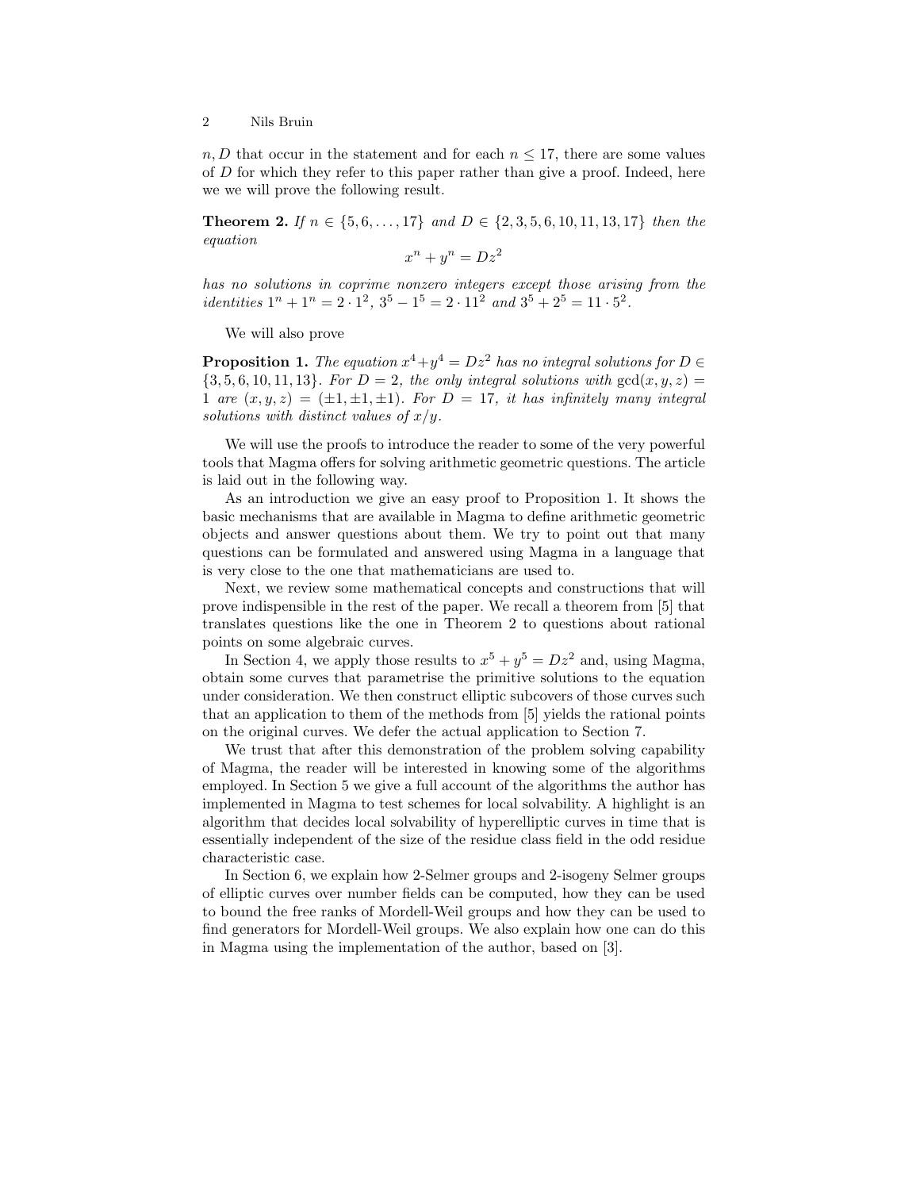$n, D$ that occur in the statement and for each $n \leq 17$, there are some values of $D$ for which they refer to this paper rather than give a proof. Indeed, here we we will prove the following result.

**Theorem 2.** *If $n \in \{5, 6, \ldots, 17\}$ and $D \in \{2, 3, 5, 6, 10, 11, 13, 17\}$ then the equation*

$$x^n + y^n = Dz^2$$

*has no solutions in coprime nonzero integers except those arising from the identities $1^n + 1^n = 2 \cdot 1^2$, $3^5 - 1^5 = 2 \cdot 11^2$ and $3^5 + 2^5 = 11 \cdot 5^2$.*

We will also prove

**Proposition 1.** *The equation $x^4 + y^4 = Dz^2$ has no integral solutions for $D \in \{3, 5, 6, 10, 11, 13\}$. For $D = 2$, the only integral solutions with $\gcd(x, y, z) = 1$ are $(x, y, z) = (\pm 1, \pm 1, \pm 1)$. For $D = 17$, it has infinitely many integral solutions with distinct values of $x/y$.*

We will use the proofs to introduce the reader to some of the very powerful tools that Magma offers for solving arithmetic geometric questions. The article is laid out in the following way.

As an introduction we give an easy proof to Proposition 1. It shows the basic mechanisms that are available in Magma to define arithmetic geometric objects and answer questions about them. We try to point out that many questions can be formulated and answered using Magma in a language that is very close to the one that mathematicians are used to.

Next, we review some mathematical concepts and constructions that will prove indispensible in the rest of the paper. We recall a theorem from [5] that translates questions like the one in Theorem 2 to questions about rational points on some algebraic curves.

In Section 4, we apply those results to $x^5 + y^5 = Dz^2$ and, using Magma, obtain some curves that parametrise the primitive solutions to the equation under consideration. We then construct elliptic subcovers of those curves such that an application to them of the methods from [5] yields the rational points on the original curves. We defer the actual application to Section 7.

We trust that after this demonstration of the problem solving capability of Magma, the reader will be interested in knowing some of the algorithms employed. In Section 5 we give a full account of the algorithms the author has implemented in Magma to test schemes for local solvability. A highlight is an algorithm that decides local solvability of hyperelliptic curves in time that is essentially independent of the size of the residue class field in the odd residue characteristic case.

In Section 6, we explain how 2-Selmer groups and 2-isogeny Selmer groups of elliptic curves over number fields can be computed, how they can be used to bound the free ranks of Mordell-Weil groups and how they can be used to find generators for Mordell-Weil groups. We also explain how one can do this in Magma using the implementation of the author, based on [3].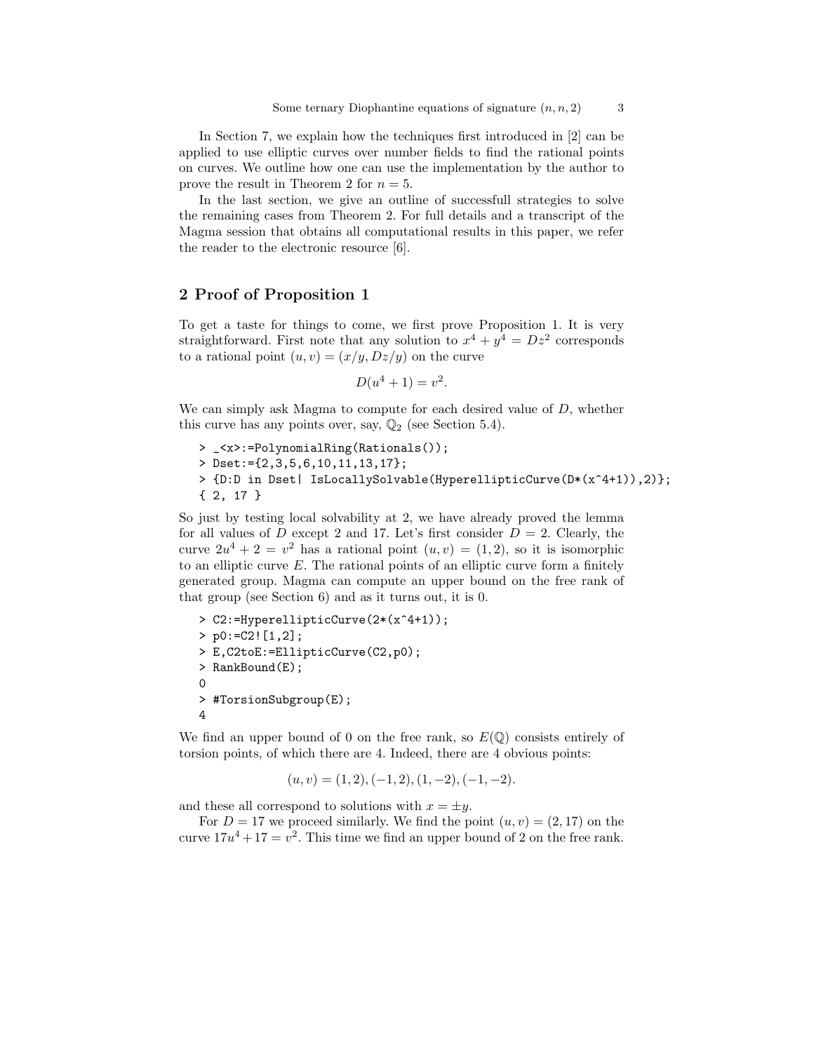In Section 7, we explain how the techniques first introduced in [2] can be applied to use elliptic curves over number fields to find the rational points on curves. We outline how one can use the implementation by the author to prove the result in Theorem 2 for $n = 5$.

In the last section, we give an outline of successfull strategies to solve the remaining cases from Theorem 2. For full details and a transcript of the Magma session that obtains all computational results in this paper, we refer the reader to the electronic resource [6].

## 2 Proof of Proposition 1

To get a taste for things to come, we first prove Proposition 1. It is very straightforward. First note that any solution to $x^4 + y^4 = Dz^2$ corresponds to a rational point $(u, v) = (x/y, Dz/y)$ on the curve

$$D(u^4 + 1) = v^2.$$

We can simply ask Magma to compute for each desired value of $D$, whether this curve has any points over, say, $\mathbb{Q}_2$ (see Section 5.4).

```
> _<x>:=PolynomialRing(Rationals());
> Dset:={2,3,5,6,10,11,13,17};
> {D:D in Dset| IsLocallySolvable(HyperellipticCurve(D*(x^4+1)),2)};
{ 2, 17 }
```

So just by testing local solvability at 2, we have already proved the lemma for all values of $D$ except 2 and 17. Let's first consider $D = 2$. Clearly, the curve $2u^4 + 2 = v^2$ has a rational point $(u, v) = (1, 2)$, so it is isomorphic to an elliptic curve $E$. The rational points of an elliptic curve form a finitely generated group. Magma can compute an upper bound on the free rank of that group (see Section 6) and as it turns out, it is 0.

```
> C2:=HyperellipticCurve(2*(x^4+1));
> p0:=C2![1,2];
> E,C2toE:=EllipticCurve(C2,p0);
> RankBound(E);
0
> #TorsionSubgroup(E);
4
```

We find an upper bound of 0 on the free rank, so $E(\mathbb{Q})$ consists entirely of torsion points, of which there are 4. Indeed, there are 4 obvious points:

$$(u, v) = (1, 2), (-1, 2), (1, -2), (-1, -2).$$

and these all correspond to solutions with $x = \pm y$.

For $D = 17$ we proceed similarly. We find the point $(u, v) = (2, 17)$ on the curve $17u^4 + 17 = v^2$. This time we find an upper bound of 2 on the free rank.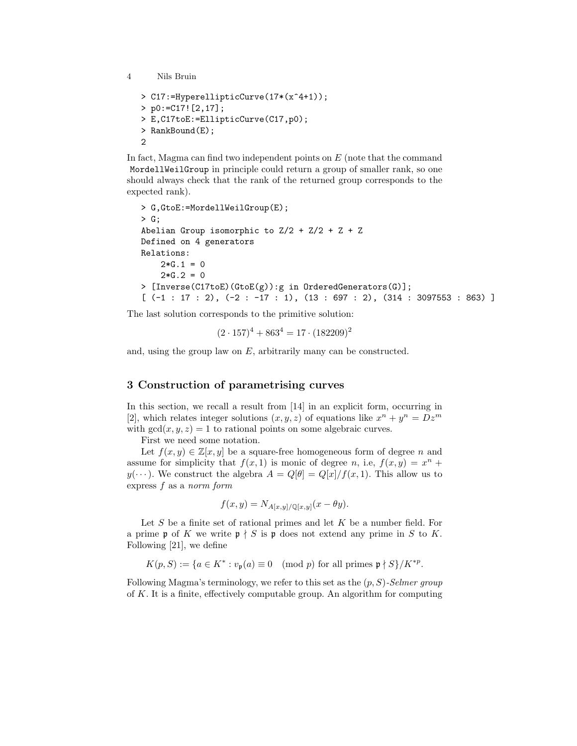```
> C17:=HyperellipticCurve(17*(x^4+1));
> p0:=C17![2,17];
> E,C17toE:=EllipticCurve(C17,p0);
> RankBound(E);
2
```

In fact, Magma can find two independent points on $E$ (note that the command `MordellWeilGroup` in principle could return a group of smaller rank, so one should always check that the rank of the returned group corresponds to the expected rank).

```
> G,GtoE:=MordellWeilGroup(E);
> G;
Abelian Group isomorphic to Z/2 + Z/2 + Z + Z
Defined on 4 generators
Relations:
    2*G.1 = 0
    2*G.2 = 0
> [Inverse(C17toE)(GtoE(g)):g in OrderedGenerators(G)];
[ (-1 : 17 : 2), (-2 : -17 : 1), (13 : 697 : 2), (314 : 3097553 : 863) ]
```

The last solution corresponds to the primitive solution:

$$(2 \cdot 157)^4 + 863^4 = 17 \cdot (182209)^2$$

and, using the group law on $E$, arbitrarily many can be constructed.

## 3 Construction of parametrising curves

In this section, we recall a result from [14] in an explicit form, occurring in [2], which relates integer solutions $(x, y, z)$ of equations like $x^n + y^n = Dz^m$ with $\gcd(x, y, z) = 1$ to rational points on some algebraic curves.

First we need some notation.

Let $f(x, y) \in \mathbb{Z}[x, y]$ be a square-free homogeneous form of degree $n$ and assume for simplicity that $f(x, 1)$ is monic of degree $n$, i.e, $f(x, y) = x^n + y(\cdots)$. We construct the algebra $A = Q[\theta] = Q[x]/f(x, 1)$. This allow us to express $f$ as a *norm form*

$$f(x, y) = N_{A[x,y]/\mathbb{Q}[x,y]}(x - \theta y).$$

Let $S$ be a finite set of rational primes and let $K$ be a number field. For a prime $\mathfrak{p}$ of $K$ we write $\mathfrak{p} \nmid S$ is $\mathfrak{p}$ does not extend any prime in $S$ to $K$. Following [21], we define

$$K(p, S) := \{a \in K^* : v_{\mathfrak{p}}(a) \equiv 0 \pmod{p} \text{ for all primes } \mathfrak{p} \nmid S\}/K^{*p}.$$

Following Magma's terminology, we refer to this set as the $(p, S)$-*Selmer group* of $K$. It is a finite, effectively computable group. An algorithm for computing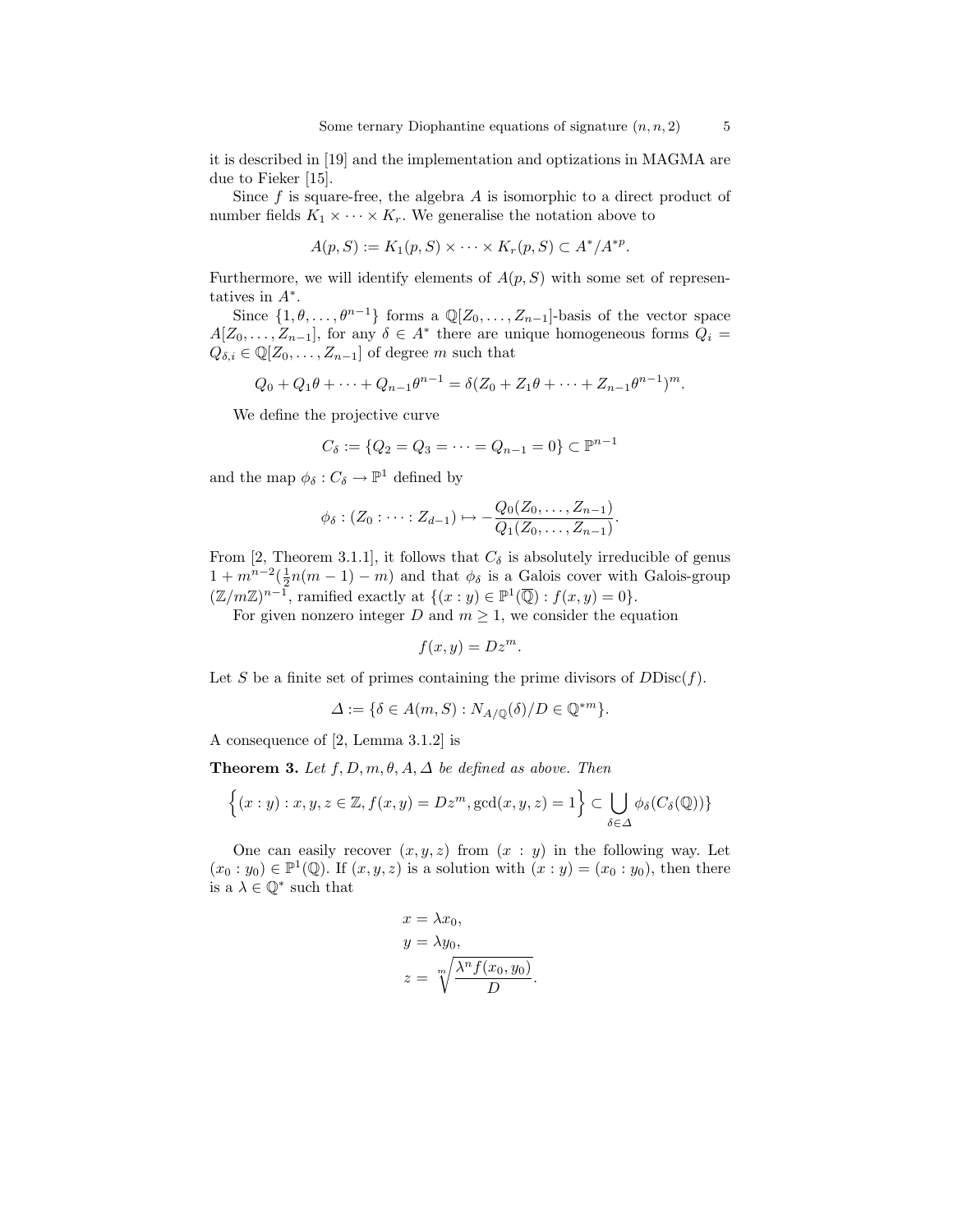it is described in [19] and the implementation and optizations in MAGMA are due to Fieker [15].

Since $f$ is square-free, the algebra $A$ is isomorphic to a direct product of number fields $K_1 \times \cdots \times K_r$. We generalise the notation above to

$$A(p, S) := K_1(p, S) \times \cdots \times K_r(p, S) \subset A^*/A^{*p}.$$

Furthermore, we will identify elements of $A(p, S)$ with some set of representatives in $A^*$.

Since $\{1, \theta, \ldots, \theta^{n-1}\}$ forms a $\mathbb{Q}[Z_0, \ldots, Z_{n-1}]$-basis of the vector space $A[Z_0, \ldots, Z_{n-1}]$, for any $\delta \in A^*$ there are unique homogeneous forms $Q_i = Q_{\delta,i} \in \mathbb{Q}[Z_0, \ldots, Z_{n-1}]$ of degree $m$ such that

$$Q_0 + Q_1\theta + \cdots + Q_{n-1}\theta^{n-1} = \delta(Z_0 + Z_1\theta + \cdots + Z_{n-1}\theta^{n-1})^m.$$

We define the projective curve

$$C_\delta := \{Q_2 = Q_3 = \cdots = Q_{n-1} = 0\} \subset \mathbb{P}^{n-1}$$

and the map $\phi_\delta : C_\delta \to \mathbb{P}^1$ defined by

$$\phi_\delta : (Z_0 : \cdots : Z_{d-1}) \mapsto -\frac{Q_0(Z_0, \ldots, Z_{n-1})}{Q_1(Z_0, \ldots, Z_{n-1})}.$$

From [2, Theorem 3.1.1], it follows that $C_\delta$ is absolutely irreducible of genus $1 + m^{n-2}(\frac{1}{2}n(m-1) - m)$ and that $\phi_\delta$ is a Galois cover with Galois-group $(\mathbb{Z}/m\mathbb{Z})^{n-1}$, ramified exactly at $\{(x : y) \in \mathbb{P}^1(\overline{\mathbb{Q}}) : f(x, y) = 0\}$.

For given nonzero integer $D$ and $m \geq 1$, we consider the equation

$$f(x, y) = Dz^m.$$

Let $S$ be a finite set of primes containing the prime divisors of $D\mathrm{Disc}(f)$.

$$\Delta := \{\delta \in A(m, S) : N_{A/\mathbb{Q}}(\delta)/D \in \mathbb{Q}^{*m}\}.$$

A consequence of [2, Lemma 3.1.2] is

**Theorem 3.** *Let $f, D, m, \theta, A, \Delta$ be defined as above. Then*

$$\Big\{(x : y) : x, y, z \in \mathbb{Z}, f(x, y) = Dz^m, \gcd(x, y, z) = 1\Big\} \subset \bigcup_{\delta \in \Delta} \phi_\delta(C_\delta(\mathbb{Q}))\}$$

One can easily recover $(x, y, z)$ from $(x : y)$ in the following way. Let $(x_0 : y_0) \in \mathbb{P}^1(\mathbb{Q})$. If $(x, y, z)$ is a solution with $(x : y) = (x_0 : y_0)$, then there is a $\lambda \in \mathbb{Q}^*$ such that

$$x = \lambda x_0,$$
$$y = \lambda y_0,$$
$$z = \sqrt[m]{\frac{\lambda^n f(x_0, y_0)}{D}}.$$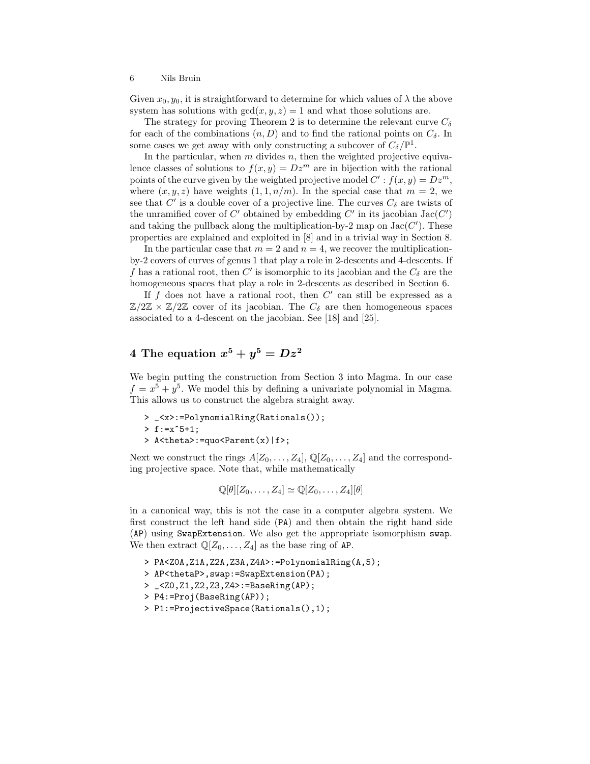Given $x_0, y_0$, it is straightforward to determine for which values of $\lambda$ the above system has solutions with $\gcd(x, y, z) = 1$ and what those solutions are.

The strategy for proving Theorem 2 is to determine the relevant curve $C_\delta$ for each of the combinations $(n, D)$ and to find the rational points on $C_\delta$. In some cases we get away with only constructing a subcover of $C_\delta/\mathbb{P}^1$.

In the particular, when $m$ divides $n$, then the weighted projective equivalence classes of solutions to $f(x, y) = Dz^m$ are in bijection with the rational points of the curve given by the weighted projective model $C' : f(x, y) = Dz^m$, where $(x, y, z)$ have weights $(1, 1, n/m)$. In the special case that $m = 2$, we see that $C'$ is a double cover of a projective line. The curves $C_\delta$ are twists of the unramified cover of $C'$ obtained by embedding $C'$ in its jacobian $\mathrm{Jac}(C')$ and taking the pullback along the multiplication-by-2 map on $\mathrm{Jac}(C')$. These properties are explained and exploited in [8] and in a trivial way in Section 8.

In the particular case that $m = 2$ and $n = 4$, we recover the multiplication-by-2 covers of curves of genus 1 that play a role in 2-descents and 4-descents. If $f$ has a rational root, then $C'$ is isomorphic to its jacobian and the $C_\delta$ are the homogeneous spaces that play a role in 2-descents as described in Section 6.

If $f$ does not have a rational root, then $C'$ can still be expressed as a $\mathbb{Z}/2\mathbb{Z} \times \mathbb{Z}/2\mathbb{Z}$ cover of its jacobian. The $C_\delta$ are then homogeneous spaces associated to a 4-descent on the jacobian. See [18] and [25].

## 4 The equation $x^5 + y^5 = Dz^2$

We begin putting the construction from Section 3 into Magma. In our case $f = x^5 + y^5$. We model this by defining a univariate polynomial in Magma. This allows us to construct the algebra straight away.

```
> _<x>:=PolynomialRing(Rationals());
> f:=x^5+1;
> A<theta>:=quo<Parent(x)|f>;
```

Next we construct the rings $A[Z_0, \ldots, Z_4]$, $\mathbb{Q}[Z_0, \ldots, Z_4]$ and the corresponding projective space. Note that, while mathematically

$$\mathbb{Q}[\theta][Z_0, \ldots, Z_4] \simeq \mathbb{Q}[Z_0, \ldots, Z_4][\theta]$$

in a canonical way, this is not the case in a computer algebra system. We first construct the left hand side (PA) and then obtain the right hand side (AP) using SwapExtension. We also get the appropriate isomorphism swap. We then extract $\mathbb{Q}[Z_0, \ldots, Z_4]$ as the base ring of AP.

```
> PA<Z0A,Z1A,Z2A,Z3A,Z4A>:=PolynomialRing(A,5);
> AP<thetaP>,swap:=SwapExtension(PA);
> _<Z0,Z1,Z2,Z3,Z4>:=BaseRing(AP);
> P4:=Proj(BaseRing(AP));
> P1:=ProjectiveSpace(Rationals(),1);
```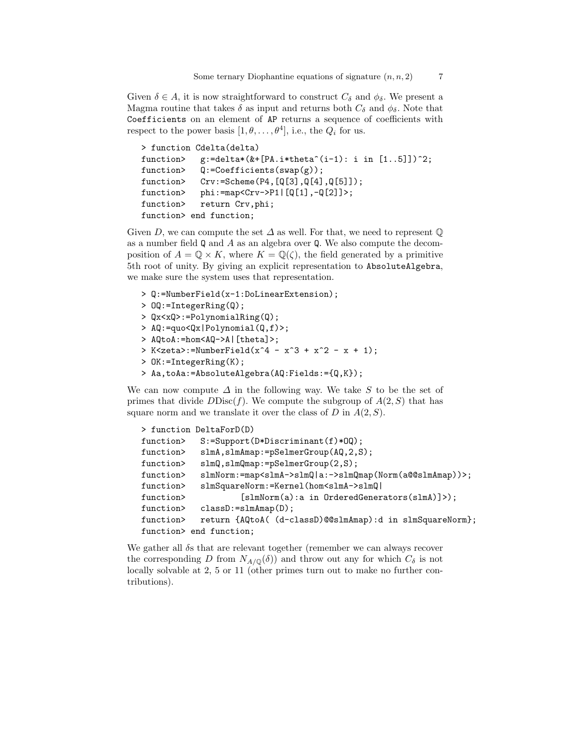Given $\delta \in A$, it is now straightforward to construct $C_\delta$ and $\phi_\delta$. We present a Magma routine that takes $\delta$ as input and returns both $C_\delta$ and $\phi_\delta$. Note that `Coefficients` on an element of `AP` returns a sequence of coefficients with respect to the power basis $[1, \theta, \ldots, \theta^4]$, i.e., the $Q_i$ for us.

```
> function Cdelta(delta)
function>   g:=delta*(&+[PA.i*theta^(i-1): i in [1..5]])^2;
function>   Q:=Coefficients(swap(g));
function>   Crv:=Scheme(P4,[Q[3],Q[4],Q[5]]);
function>   phi:=map<Crv->P1|[Q[1],-Q[2]]>;
function>   return Crv,phi;
function> end function;
```

Given $D$, we can compute the set $\Delta$ as well. For that, we need to represent $\mathbb{Q}$ as a number field `Q` and $A$ as an algebra over `Q`. We also compute the decomposition of $A = \mathbb{Q} \times K$, where $K = \mathbb{Q}(\zeta)$, the field generated by a primitive 5th root of unity. By giving an explicit representation to `AbsoluteAlgebra`, we make sure the system uses that representation.

```
> Q:=NumberField(x-1:DoLinearExtension);
> OQ:=IntegerRing(Q);
> Qx<xQ>:=PolynomialRing(Q);
> AQ:=quo<Qx|Polynomial(Q,f)>;
> AQtoA:=hom<AQ->A|[theta]>;
> K<zeta>:=NumberField(x^4 - x^3 + x^2 - x + 1);
> OK:=IntegerRing(K);
> Aa,toAa:=AbsoluteAlgebra(AQ:Fields:={Q,K});
```

We can now compute $\Delta$ in the following way. We take $S$ to be the set of primes that divide $D\mathrm{Disc}(f)$. We compute the subgroup of $A(2, S)$ that has square norm and we translate it over the class of $D$ in $A(2, S)$.

```
> function DeltaForD(D)
function>   S:=Support(D*Discriminant(f)*OQ);
function>   slmA,slmAmap:=pSelmerGroup(AQ,2,S);
function>   slmQ,slmQmap:=pSelmerGroup(2,S);
function>   slmNorm:=map<slmA->slmQ|a:->slmQmap(Norm(a@@slmAmap))>;
function>   slmSquareNorm:=Kernel(hom<slmA->slmQ|
function>           [slmNorm(a):a in OrderedGenerators(slmA)]>);
function>   classD:=slmAmap(D);
function>   return {AQtoA( (d-classD)@@slmAmap):d in slmSquareNorm};
function> end function;
```

We gather all $\delta$s that are relevant together (remember we can always recover the corresponding $D$ from $N_{A/\mathbb{Q}}(\delta)$) and throw out any for which $C_\delta$ is not locally solvable at 2, 5 or 11 (other primes turn out to make no further contributions).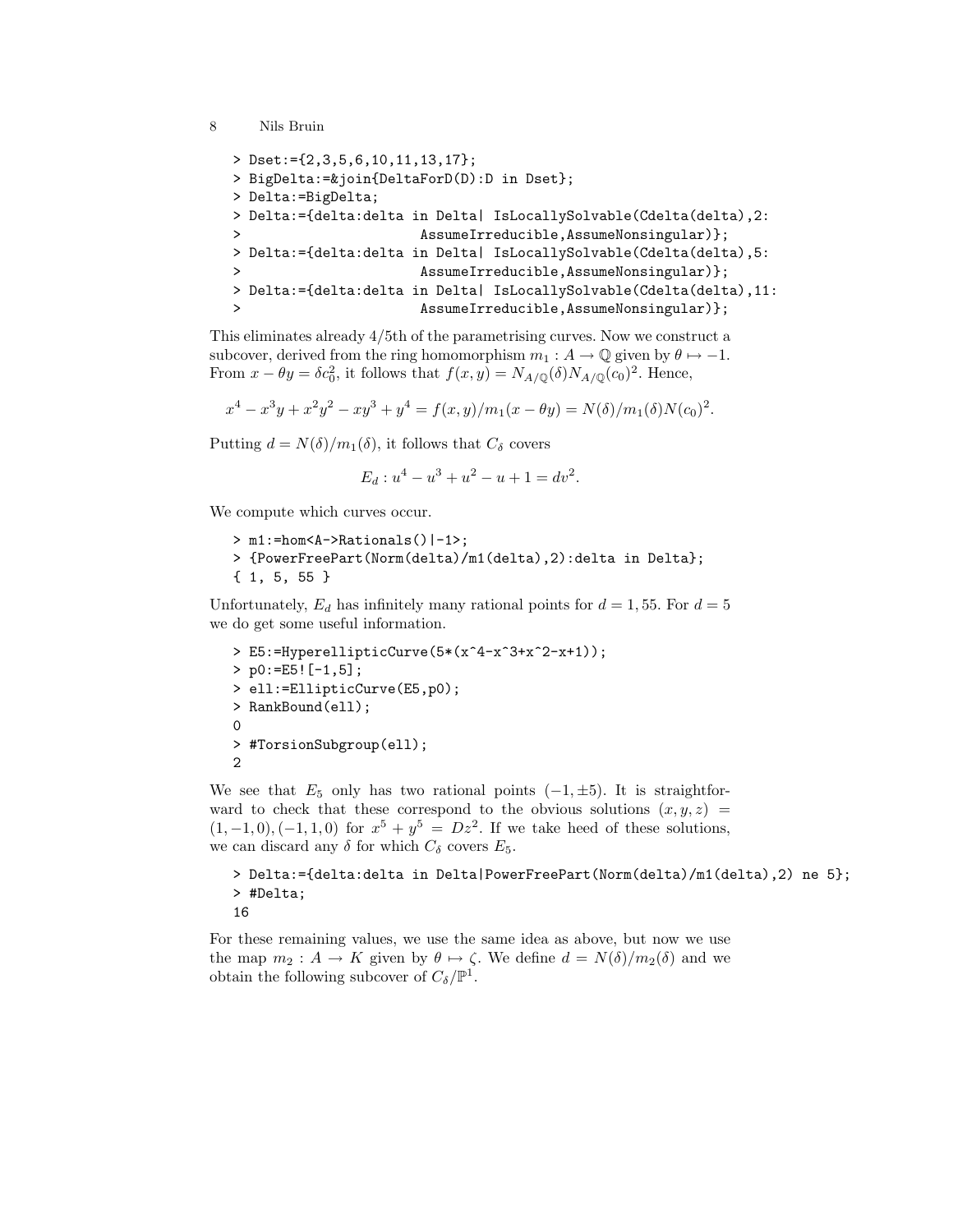```
> Dset:={2,3,5,6,10,11,13,17};
> BigDelta:=&join{DeltaForD(D):D in Dset};
> Delta:=BigDelta;
> Delta:={delta:delta in Delta| IsLocallySolvable(Cdelta(delta),2:
>                       AssumeIrreducible,AssumeNonsingular)};
> Delta:={delta:delta in Delta| IsLocallySolvable(Cdelta(delta),5:
>                       AssumeIrreducible,AssumeNonsingular)};
> Delta:={delta:delta in Delta| IsLocallySolvable(Cdelta(delta),11:
>                       AssumeIrreducible,AssumeNonsingular)};
```

This eliminates already 4/5th of the parametrising curves. Now we construct a subcover, derived from the ring homomorphism $m_1 : A \to \mathbb{Q}$ given by $\theta \mapsto -1$. From $x - \theta y = \delta c_0^2$, it follows that $f(x, y) = N_{A/\mathbb{Q}}(\delta) N_{A/\mathbb{Q}}(c_0)^2$. Hence,

$$x^4 - x^3y + x^2y^2 - xy^3 + y^4 = f(x, y)/m_1(x - \theta y) = N(\delta)/m_1(\delta)N(c_0)^2.$$

Putting $d = N(\delta)/m_1(\delta)$, it follows that $C_\delta$ covers

$$E_d : u^4 - u^3 + u^2 - u + 1 = dv^2.$$

We compute which curves occur.

```
> m1:=hom<A->Rationals()|-1>;
> {PowerFreePart(Norm(delta)/m1(delta),2):delta in Delta};
{ 1, 5, 55 }
```

Unfortunately, $E_d$ has infinitely many rational points for $d = 1, 55$. For $d = 5$ we do get some useful information.

```
> E5:=HyperellipticCurve(5*(x^4-x^3+x^2-x+1));
> p0:=E5![-1,5];
> ell:=EllipticCurve(E5,p0);
> RankBound(ell);
0
> #TorsionSubgroup(ell);
2
```

We see that $E_5$ only has two rational points $(-1, \pm 5)$. It is straightforward to check that these correspond to the obvious solutions $(x, y, z) = (1, -1, 0), (-1, 1, 0)$ for $x^5 + y^5 = Dz^2$. If we take heed of these solutions, we can discard any $\delta$ for which $C_\delta$ covers $E_5$.

```
> Delta:={delta:delta in Delta|PowerFreePart(Norm(delta)/m1(delta),2) ne 5};
> #Delta;
16
```

For these remaining values, we use the same idea as above, but now we use the map $m_2 : A \to K$ given by $\theta \mapsto \zeta$. We define $d = N(\delta)/m_2(\delta)$ and we obtain the following subcover of $C_\delta/\mathbb{P}^1$.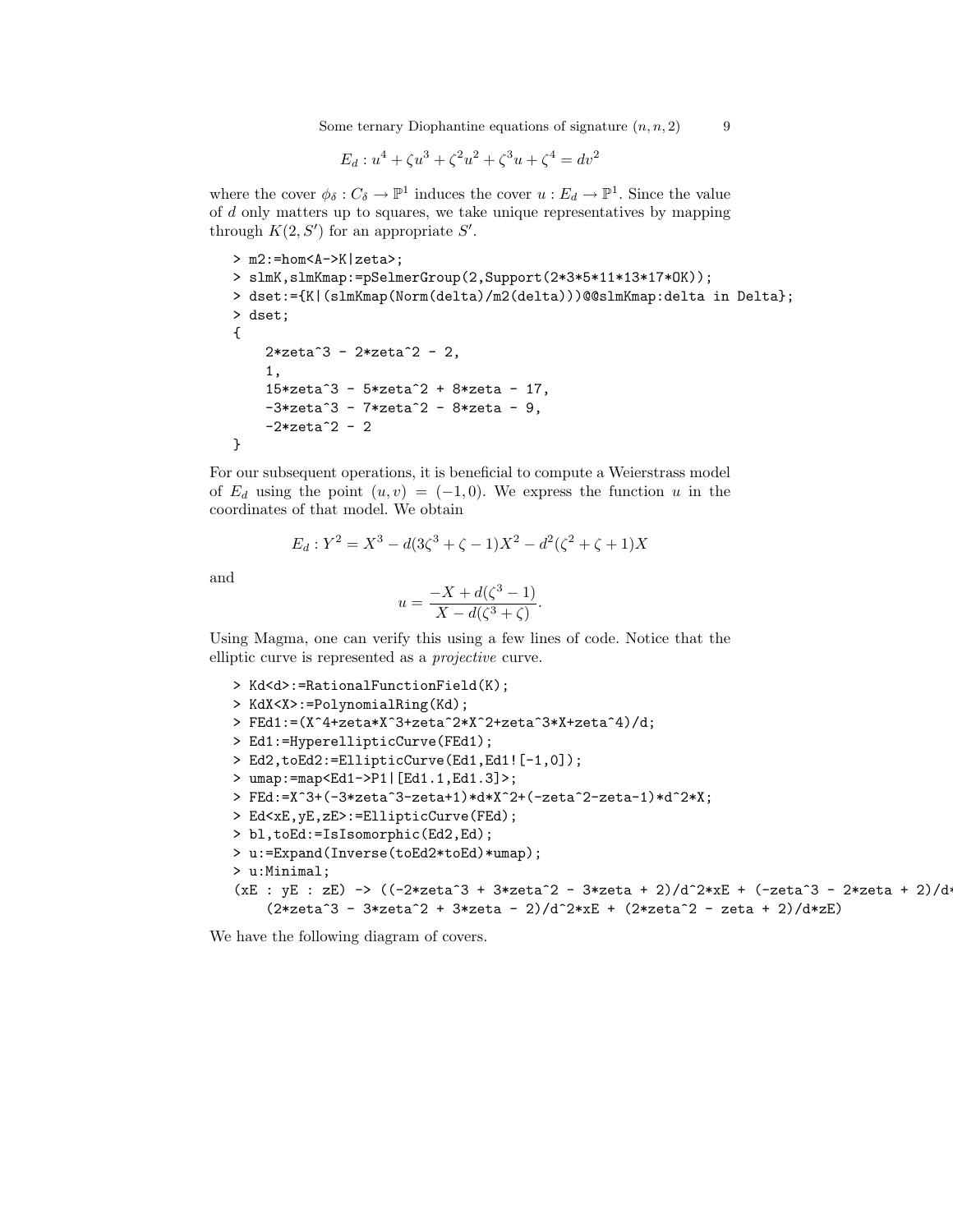$$E_d : u^4 + \zeta u^3 + \zeta^2 u^2 + \zeta^3 u + \zeta^4 = dv^2$$

where the cover $\phi_\delta : C_\delta \to \mathbb{P}^1$ induces the cover $u : E_d \to \mathbb{P}^1$. Since the value of $d$ only matters up to squares, we take unique representatives by mapping through $K(2, S')$ for an appropriate $S'$.

```
> m2:=hom<A->K|zeta>;
> slmK,slmKmap:=pSelmerGroup(2,Support(2*3*5*11*13*17*OK));
> dset:={K|(slmKmap(Norm(delta)/m2(delta)))@@slmKmap:delta in Delta};
> dset;
{
    2*zeta^3 - 2*zeta^2 - 2,
    1,
    15*zeta^3 - 5*zeta^2 + 8*zeta - 17,
    -3*zeta^3 - 7*zeta^2 - 8*zeta - 9,
    -2*zeta^2 - 2
}
```

For our subsequent operations, it is beneficial to compute a Weierstrass model of $E_d$ using the point $(u, v) = (-1, 0)$. We express the function $u$ in the coordinates of that model. We obtain

$$E_d : Y^2 = X^3 - d(3\zeta^3 + \zeta - 1)X^2 - d^2(\zeta^2 + \zeta + 1)X$$

and

$$u = \frac{-X + d(\zeta^3 - 1)}{X - d(\zeta^3 + \zeta)}.$$

Using Magma, one can verify this using a few lines of code. Notice that the elliptic curve is represented as a *projective* curve.

```
> Kd<d>:=RationalFunctionField(K);
> KdX<X>:=PolynomialRing(Kd);
> FEd1:=(X^4+zeta*X^3+zeta^2*X^2+zeta^3*X+zeta^4)/d;
> Ed1:=HyperellipticCurve(FEd1);
> Ed2,toEd2:=EllipticCurve(Ed1,Ed1![-1,0]);
> umap:=map<Ed1->P1|[Ed1.1,Ed1.3]>;
> FEd:=X^3+(-3*zeta^3-zeta+1)*d*X^2+(-zeta^2-zeta-1)*d^2*X;
> Ed<xE,yE,zE>:=EllipticCurve(FEd);
> bl,toEd:=IsIsomorphic(Ed2,Ed);
> u:=Expand(Inverse(toEd2*toEd)*umap);
> u:Minimal;
(xE : yE : zE) -> ((-2*zeta^3 + 3*zeta^2 - 3*zeta + 2)/d^2*xE + (-zeta^3 - 2*zeta + 2)/d*
    (2*zeta^3 - 3*zeta^2 + 3*zeta - 2)/d^2*xE + (2*zeta^2 - zeta + 2)/d*zE)
```

We have the following diagram of covers.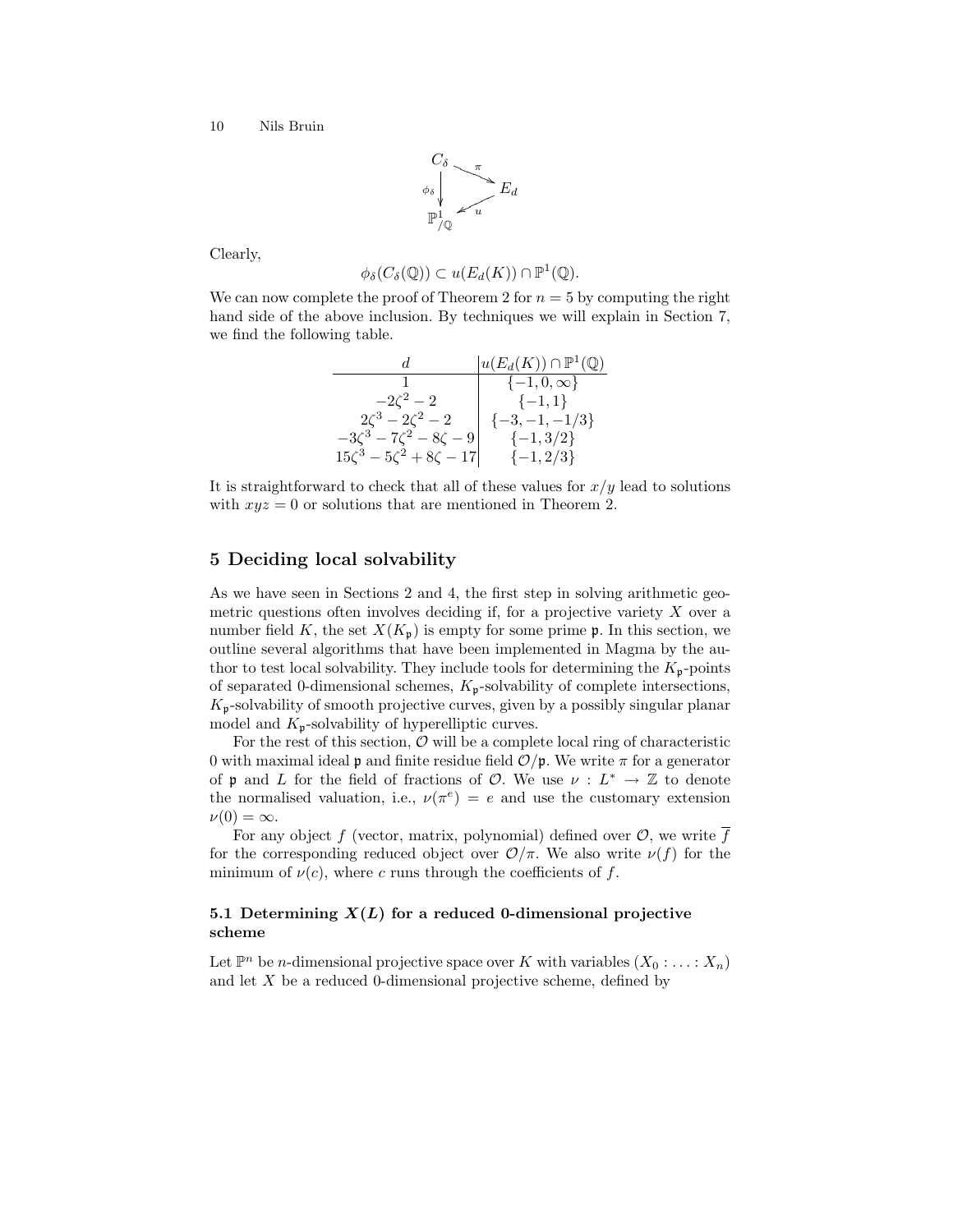$$\begin{array}{ccc} C_\delta & \xrightarrow{\pi} & E_d \\ \phi_\delta \downarrow & \swarrow u & \\ \mathbb{P}^1_{/\mathbb{Q}} & & \end{array}$$

Clearly,

$$\phi_\delta(C_\delta(\mathbb{Q})) \subset u(E_d(K)) \cap \mathbb{P}^1(\mathbb{Q}).$$

We can now complete the proof of Theorem 2 for $n = 5$ by computing the right hand side of the above inclusion. By techniques we will explain in Section 7, we find the following table.

| $d$ | $u(E_d(K)) \cap \mathbb{P}^1(\mathbb{Q})$ |
|---|---|
| $1$ | $\{-1, 0, \infty\}$ |
| $-2\zeta^2 - 2$ | $\{-1, 1\}$ |
| $2\zeta^3 - 2\zeta^2 - 2$ | $\{-3, -1, -1/3\}$ |
| $-3\zeta^3 - 7\zeta^2 - 8\zeta - 9$ | $\{-1, 3/2\}$ |
| $15\zeta^3 - 5\zeta^2 + 8\zeta - 17$ | $\{-1, 2/3\}$ |

It is straightforward to check that all of these values for $x/y$ lead to solutions with $xyz = 0$ or solutions that are mentioned in Theorem 2.

## 5 Deciding local solvability

As we have seen in Sections 2 and 4, the first step in solving arithmetic geometric questions often involves deciding if, for a projective variety $X$ over a number field $K$, the set $X(K_\mathfrak{p})$ is empty for some prime $\mathfrak{p}$. In this section, we outline several algorithms that have been implemented in Magma by the author to test local solvability. They include tools for determining the $K_\mathfrak{p}$-points of separated 0-dimensional schemes, $K_\mathfrak{p}$-solvability of complete intersections, $K_\mathfrak{p}$-solvability of smooth projective curves, given by a possibly singular planar model and $K_\mathfrak{p}$-solvability of hyperelliptic curves.

For the rest of this section, $\mathcal{O}$ will be a complete local ring of characteristic 0 with maximal ideal $\mathfrak{p}$ and finite residue field $\mathcal{O}/\mathfrak{p}$. We write $\pi$ for a generator of $\mathfrak{p}$ and $L$ for the field of fractions of $\mathcal{O}$. We use $\nu : L^* \to \mathbb{Z}$ to denote the normalised valuation, i.e., $\nu(\pi^e) = e$ and use the customary extension $\nu(0) = \infty$.

For any object $f$ (vector, matrix, polynomial) defined over $\mathcal{O}$, we write $\overline{f}$ for the corresponding reduced object over $\mathcal{O}/\pi$. We also write $\nu(f)$ for the minimum of $\nu(c)$, where $c$ runs through the coefficients of $f$.

### 5.1 Determining $X(L)$ for a reduced 0-dimensional projective scheme

Let $\mathbb{P}^n$ be $n$-dimensional projective space over $K$ with variables $(X_0 : \ldots : X_n)$ and let $X$ be a reduced 0-dimensional projective scheme, defined by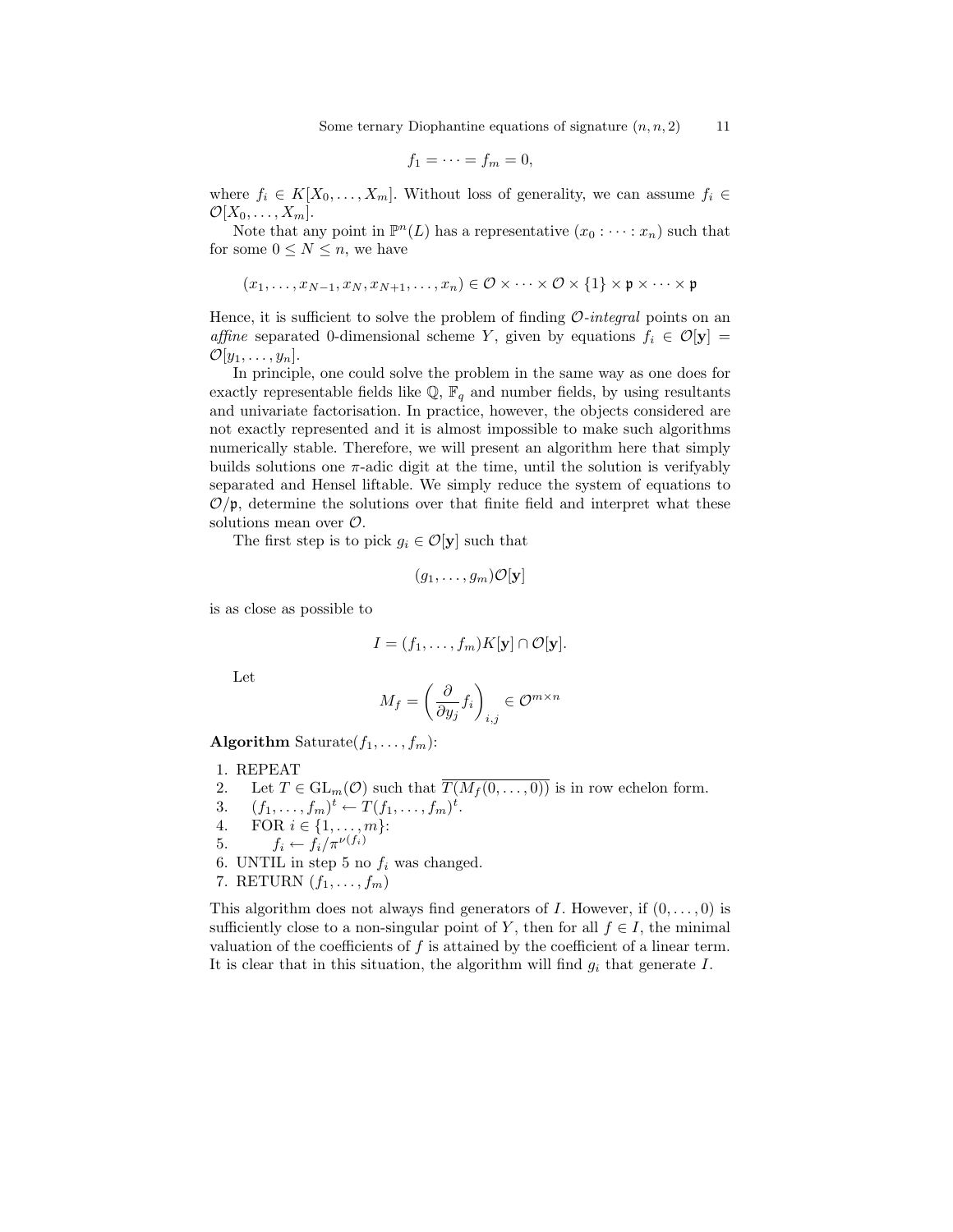$$f_1 = \cdots = f_m = 0,$$

where $f_i \in K[X_0, \ldots, X_m]$. Without loss of generality, we can assume $f_i \in \mathcal{O}[X_0, \ldots, X_m]$.

Note that any point in $\mathbb{P}^n(L)$ has a representative $(x_0 : \cdots : x_n)$ such that for some $0 \leq N \leq n$, we have

$$(x_1, \ldots, x_{N-1}, x_N, x_{N+1}, \ldots, x_n) \in \mathcal{O} \times \cdots \mathcal{O} \times \{1\} \times \mathfrak{p} \times \cdots \times \mathfrak{p}$$

Hence, it is sufficient to solve the problem of finding $\mathcal{O}$-*integral* points on an *affine* separated 0-dimensional scheme $Y$, given by equations $f_i \in \mathcal{O}[\mathbf{y}] = \mathcal{O}[y_1, \ldots, y_n]$.

In principle, one could solve the problem in the same way as one does for exactly representable fields like $\mathbb{Q}$, $\mathbb{F}_q$ and number fields, by using resultants and univariate factorisation. In practice, however, the objects considered are not exactly represented and it is almost impossible to make such algorithms numerically stable. Therefore, we will present an algorithm here that simply builds solutions one $\pi$-adic digit at the time, until the solution is verifyably separated and Hensel liftable. We simply reduce the system of equations to $\mathcal{O}/\mathfrak{p}$, determine the solutions over that finite field and interpret what these solutions mean over $\mathcal{O}$.

The first step is to pick $g_i \in \mathcal{O}[\mathbf{y}]$ such that

$$(g_1, \ldots, g_m)\mathcal{O}[\mathbf{y}]$$

is as close as possible to

$$I = (f_1, \ldots, f_m)K[\mathbf{y}] \cap \mathcal{O}[\mathbf{y}].$$

Let

$$M_f = \left( \frac{\partial}{\partial y_j} f_i \right)_{i,j} \in \mathcal{O}^{m \times n}$$

**Algorithm** Saturate$(f_1, \ldots, f_m)$:

1. REPEAT
2. Let $T \in \mathrm{GL}_m(\mathcal{O})$ such that $\overline{T(M_f(0, \ldots, 0))}$ is in row echelon form.
3. $(f_1, \ldots, f_m)^t \leftarrow T(f_1, \ldots, f_m)^t$.
4. FOR $i \in \{1, \ldots, m\}$:
5. $f_i \leftarrow f_i / \pi^{\nu(f_i)}$
6. UNTIL in step 5 no $f_i$ was changed.
7. RETURN $(f_1, \ldots, f_m)$

This algorithm does not always find generators of $I$. However, if $(0, \ldots, 0)$ is sufficiently close to a non-singular point of $Y$, then for all $f \in I$, the minimal valuation of the coefficients of $f$ is attained by the coefficient of a linear term. It is clear that in this situation, the algorithm will find $g_i$ that generate $I$.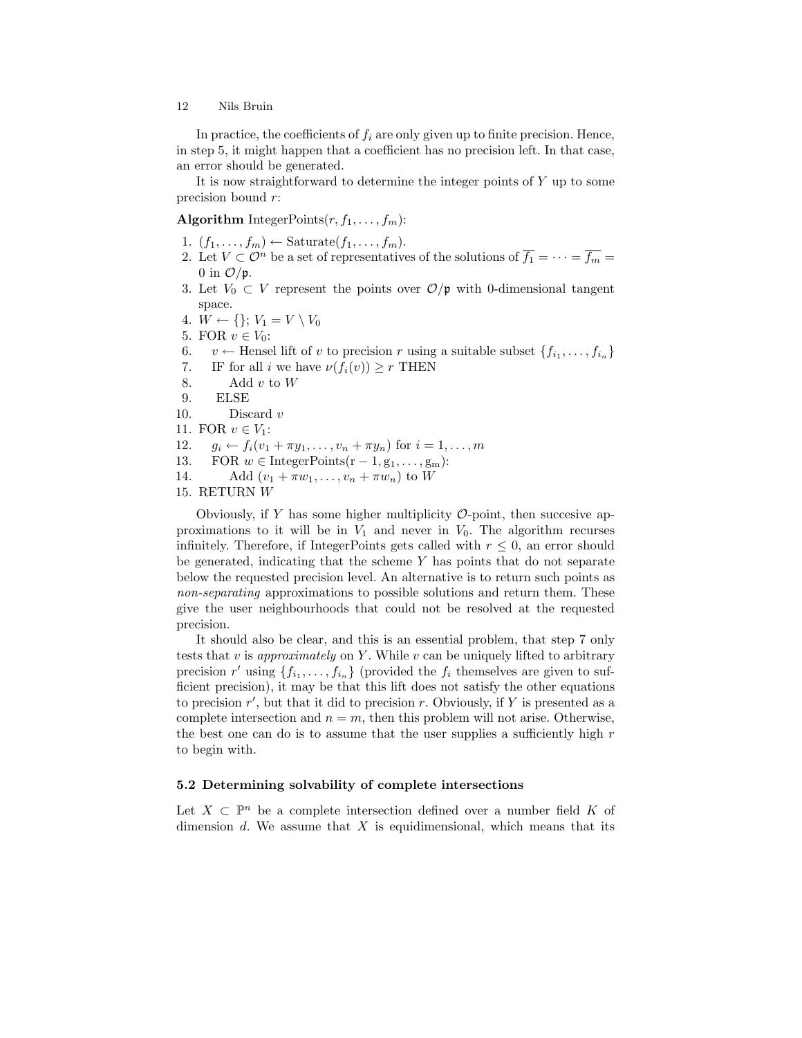In practice, the coefficients of $f_i$ are only given up to finite precision. Hence, in step 5, it might happen that a coefficient has no precision left. In that case, an error should be generated.

It is now straightforward to determine the integer points of $Y$ up to some precision bound $r$:

**Algorithm** IntegerPoints$(r, f_1, \ldots, f_m)$:

1. $(f_1, \ldots, f_m) \leftarrow \text{Saturate}(f_1, \ldots, f_m)$.
2. Let $V \subset \mathcal{O}^n$ be a set of representatives of the solutions of $\overline{f_1} = \cdots = \overline{f_m} = 0$ in $\mathcal{O}/\mathfrak{p}$.
3. Let $V_0 \subset V$ represent the points over $\mathcal{O}/\mathfrak{p}$ with 0-dimensional tangent space.
4. $W \leftarrow \{\}$; $V_1 = V \setminus V_0$
5. FOR $v \in V_0$:
6. $\quad v \leftarrow$ Hensel lift of $v$ to precision $r$ using a suitable subset $\{f_{i_1}, \ldots, f_{i_n}\}$
7. $\quad$ IF for all $i$ we have $\nu(f_i(v)) \geq r$ THEN
8. $\quad\quad$ Add $v$ to $W$
9. $\quad$ ELSE
10. $\quad\quad$ Discard $v$
11. FOR $v \in V_1$:
12. $\quad g_i \leftarrow f_i(v_1 + \pi y_1, \ldots, v_n + \pi y_n)$ for $i = 1, \ldots, m$
13. $\quad$ FOR $w \in \text{IntegerPoints}(\mathrm{r} - 1, \mathrm{g}_1, \ldots, \mathrm{g}_\mathrm{m})$:
14. $\quad\quad$ Add $(v_1 + \pi w_1, \ldots, v_n + \pi w_n)$ to $W$
15. RETURN $W$

Obviously, if $Y$ has some higher multiplicity $\mathcal{O}$-point, then succesive approximations to it will be in $V_1$ and never in $V_0$. The algorithm recurses infinitely. Therefore, if IntegerPoints gets called with $r \leq 0$, an error should be generated, indicating that the scheme $Y$ has points that do not separate below the requested precision level. An alternative is to return such points as *non-separating* approximations to possible solutions and return them. These give the user neighbourhoods that could not be resolved at the requested precision.

It should also be clear, and this is an essential problem, that step 7 only tests that $v$ is *approximately* on $Y$. While $v$ can be uniquely lifted to arbitrary precision $r'$ using $\{f_{i_1}, \ldots, f_{i_n}\}$ (provided the $f_i$ themselves are given to sufficient precision), it may be that this lift does not satisfy the other equations to precision $r'$, but that it did to precision $r$. Obviously, if $Y$ is presented as a complete intersection and $n = m$, then this problem will not arise. Otherwise, the best one can do is to assume that the user supplies a sufficiently high $r$ to begin with.

### 5.2 Determining solvability of complete intersections

Let $X \subset \mathbb{P}^n$ be a complete intersection defined over a number field $K$ of dimension $d$. We assume that $X$ is equidimensional, which means that its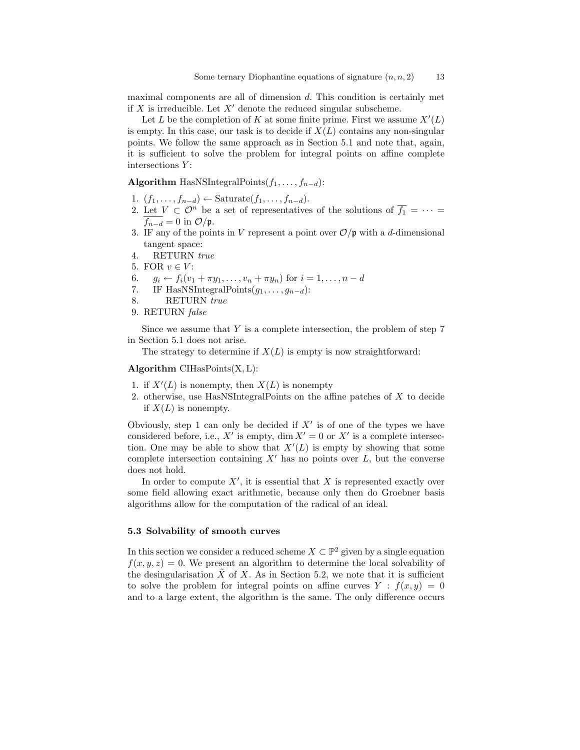maximal components are all of dimension $d$. This condition is certainly met if $X$ is irreducible. Let $X'$ denote the reduced singular subscheme.

Let $L$ be the completion of $K$ at some finite prime. First we assume $X'(L)$ is empty. In this case, our task is to decide if $X(L)$ contains any non-singular points. We follow the same approach as in Section 5.1 and note that, again, it is sufficient to solve the problem for integral points on affine complete intersections $Y$:

**Algorithm** HasNSIntegralPoints($f_1, \ldots, f_{n-d}$):

1. $(f_1, \ldots, f_{n-d}) \leftarrow \text{Saturate}(f_1, \ldots, f_{n-d})$.
2. Let $V \subset \mathcal{O}^n$ be a set of representatives of the solutions of $\overline{f_1} = \cdots = \overline{f_{n-d}} = 0$ in $\mathcal{O}/\mathfrak{p}$.
3. IF any of the points in $V$ represent a point over $\mathcal{O}/\mathfrak{p}$ with a $d$-dimensional tangent space:
4. RETURN *true*
5. FOR $v \in V$:
6. $g_i \leftarrow f_i(v_1 + \pi y_1, \ldots, v_n + \pi y_n)$ for $i = 1, \ldots, n-d$
7. IF HasNSIntegralPoints($g_1, \ldots, g_{n-d}$):
8. RETURN *true*
9. RETURN *false*

Since we assume that $Y$ is a complete intersection, the problem of step 7 in Section 5.1 does not arise.

The strategy to determine if $X(L)$ is empty is now straightforward:

**Algorithm** CIHasPoints(X, L):

1. if $X'(L)$ is nonempty, then $X(L)$ is nonempty
2. otherwise, use HasNSIntegralPoints on the affine patches of $X$ to decide if $X(L)$ is nonempty.

Obviously, step 1 can only be decided if $X'$ is of one of the types we have considered before, i.e., $X'$ is empty, $\dim X' = 0$ or $X'$ is a complete intersection. One may be able to show that $X'(L)$ is empty by showing that some complete intersection containing $X'$ has no points over $L$, but the converse does not hold.

In order to compute $X'$, it is essential that $X$ is represented exactly over some field allowing exact arithmetic, because only then do Groebner basis algorithms allow for the computation of the radical of an ideal.

### 5.3 Solvability of smooth curves

In this section we consider a reduced scheme $X \subset \mathbb{P}^2$ given by a single equation $f(x, y, z) = 0$. We present an algorithm to determine the local solvability of the desingularisation $\tilde{X}$ of $X$. As in Section 5.2, we note that it is sufficient to solve the problem for integral points on affine curves $Y : f(x, y) = 0$ and to a large extent, the algorithm is the same. The only difference occurs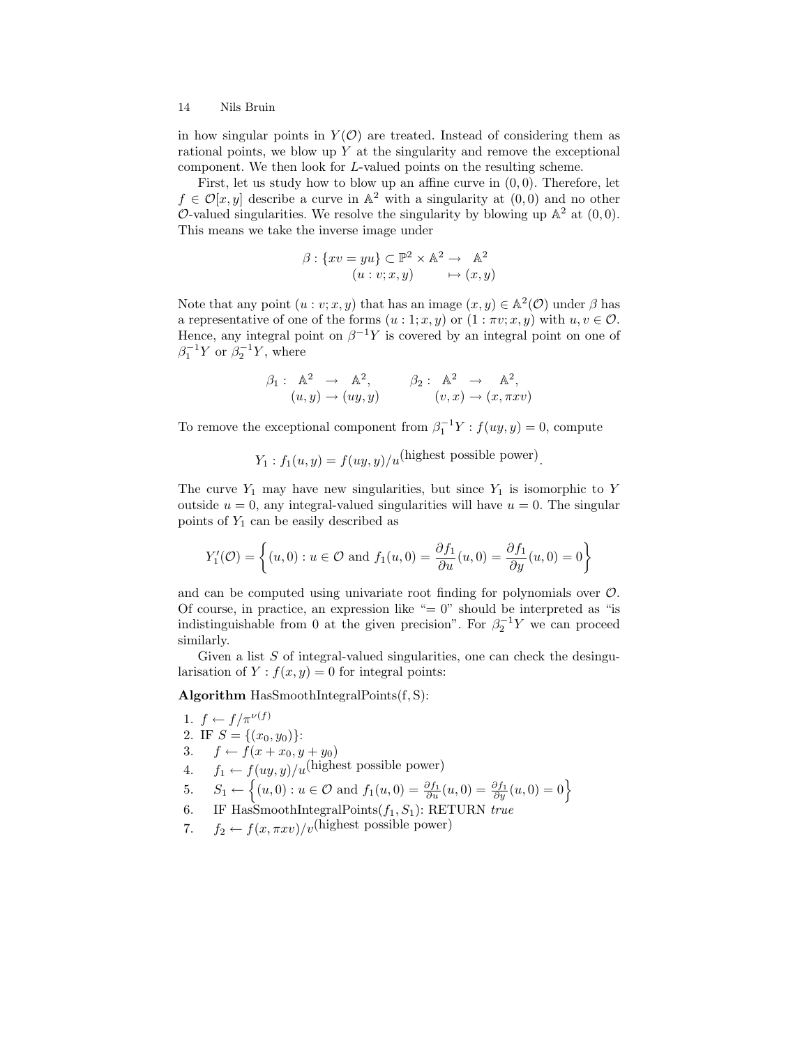in how singular points in $Y(\mathcal{O})$ are treated. Instead of considering them as rational points, we blow up $Y$ at the singularity and remove the exceptional component. We then look for $L$-valued points on the resulting scheme.

First, let us study how to blow up an affine curve in $(0,0)$. Therefore, let $f \in \mathcal{O}[x,y]$ describe a curve in $\mathbb{A}^2$ with a singularity at $(0,0)$ and no other $\mathcal{O}$-valued singularities. We resolve the singularity by blowing up $\mathbb{A}^2$ at $(0,0)$. This means we take the inverse image under

$$\begin{array}{rcl} \beta : \{xv = yu\} \subset \mathbb{P}^2 \times \mathbb{A}^2 & \to & \mathbb{A}^2 \\ (u:v;x,y) & \mapsto & (x,y) \end{array}$$

Note that any point $(u:v;x,y)$ that has an image $(x,y) \in \mathbb{A}^2(\mathcal{O})$ under $\beta$ has a representative of one of the forms $(u:1;x,y)$ or $(1:\pi v;x,y)$ with $u,v \in \mathcal{O}$. Hence, any integral point on $\beta^{-1}Y$ is covered by an integral point on one of $\beta_1^{-1}Y$ or $\beta_2^{-1}Y$, where

$$\begin{array}{rccc} \beta_1 : & \mathbb{A}^2 & \to & \mathbb{A}^2, \\ & (u,y) & \to & (uy,y) \end{array} \qquad \begin{array}{rccc} \beta_2 : & \mathbb{A}^2 & \to & \mathbb{A}^2, \\ & (v,x) & \to & (x,\pi x v) \end{array}$$

To remove the exceptional component from $\beta_1^{-1}Y : f(uy,y) = 0$, compute

$$Y_1 : f_1(u,y) = f(uy,y)/u^{\text{(highest possible power)}}.$$

The curve $Y_1$ may have new singularities, but since $Y_1$ is isomorphic to $Y$ outside $u = 0$, any integral-valued singularities will have $u = 0$. The singular points of $Y_1$ can be easily described as

$$Y_1'(\mathcal{O}) = \left\{ (u,0) : u \in \mathcal{O} \text{ and } f_1(u,0) = \frac{\partial f_1}{\partial u}(u,0) = \frac{\partial f_1}{\partial y}(u,0) = 0 \right\}$$

and can be computed using univariate root finding for polynomials over $\mathcal{O}$. Of course, in practice, an expression like "$= 0$" should be interpreted as "is indistinguishable from 0 at the given precision". For $\beta_2^{-1}Y$ we can proceed similarly.

Given a list $S$ of integral-valued singularities, one can check the desingularisation of $Y : f(x,y) = 0$ for integral points:

**Algorithm** HasSmoothIntegralPoints(f, S):

1. $f \leftarrow f/\pi^{\nu(f)}$
2. IF $S = \{(x_0,y_0)\}$:
3. $\quad f \leftarrow f(x + x_0, y + y_0)$
4. $\quad f_1 \leftarrow f(uy,y)/u^{\text{(highest possible power)}}$
5. $\quad S_1 \leftarrow \left\{ (u,0) : u \in \mathcal{O} \text{ and } f_1(u,0) = \frac{\partial f_1}{\partial u}(u,0) = \frac{\partial f_1}{\partial y}(u,0) = 0 \right\}$
6. $\quad$ IF HasSmoothIntegralPoints$(f_1, S_1)$: RETURN *true*
7. $\quad f_2 \leftarrow f(x, \pi x v)/v^{\text{(highest possible power)}}$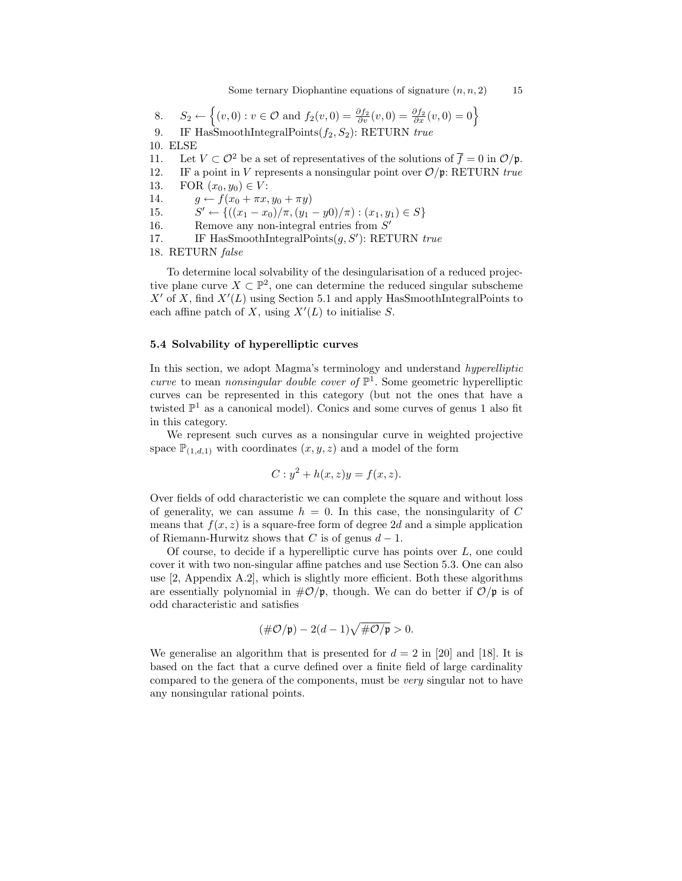```
8.     S_2 ← {(v,0) : v ∈ O and f_2(v,0) = ∂f_2/∂v(v,0) = ∂f_2/∂x(v,0) = 0}
9.     IF HasSmoothIntegralPoints(f_2, S_2): RETURN true
10.  ELSE
11.     Let V ⊂ O^2 be a set of representatives of the solutions of f̄ = 0 in O/p.
12.     IF a point in V represents a nonsingular point over O/p: RETURN true
13.     FOR (x_0, y_0) ∈ V:
14.         g ← f(x_0 + πx, y_0 + πy)
15.         S' ← {((x_1 − x_0)/π, (y_1 − y0)/π) : (x_1, y_1) ∈ S}
16.         Remove any non-integral entries from S'
17.         IF HasSmoothIntegralPoints(g, S'): RETURN true
18.  RETURN false
```

To determine local solvability of the desingularisation of a reduced projective plane curve $X \subset \mathbb{P}^2$, one can determine the reduced singular subscheme $X'$ of $X$, find $X'(L)$ using Section 5.1 and apply HasSmoothIntegralPoints to each affine patch of $X$, using $X'(L)$ to initialise $S$.

### 5.4 Solvability of hyperelliptic curves

In this section, we adopt Magma's terminology and understand *hyperelliptic curve* to mean *nonsingular double cover of* $\mathbb{P}^1$. Some geometric hyperelliptic curves can be represented in this category (but not the ones that have a twisted $\mathbb{P}^1$ as a canonical model). Conics and some curves of genus 1 also fit in this category.

We represent such curves as a nonsingular curve in weighted projective space $\mathbb{P}_{(1,d,1)}$ with coordinates $(x, y, z)$ and a model of the form

$$C : y^2 + h(x, z)y = f(x, z).$$

Over fields of odd characteristic we can complete the square and without loss of generality, we can assume $h = 0$. In this case, the nonsingularity of $C$ means that $f(x, z)$ is a square-free form of degree $2d$ and a simple application of Riemann-Hurwitz shows that $C$ is of genus $d - 1$.

Of course, to decide if a hyperelliptic curve has points over $L$, one could cover it with two non-singular affine patches and use Section 5.3. One can also use [2, Appendix A.2], which is slightly more efficient. Both these algorithms are essentially polynomial in $\#\mathcal{O}/\mathfrak{p}$, though. We can do better if $\mathcal{O}/\mathfrak{p}$ is of odd characteristic and satisfies

$$(\#\mathcal{O}/\mathfrak{p}) - 2(d-1)\sqrt{\#\mathcal{O}/\mathfrak{p}} > 0.$$

We generalise an algorithm that is presented for $d = 2$ in [20] and [18]. It is based on the fact that a curve defined over a finite field of large cardinality compared to the genera of the components, must be *very* singular not to have any nonsingular rational points.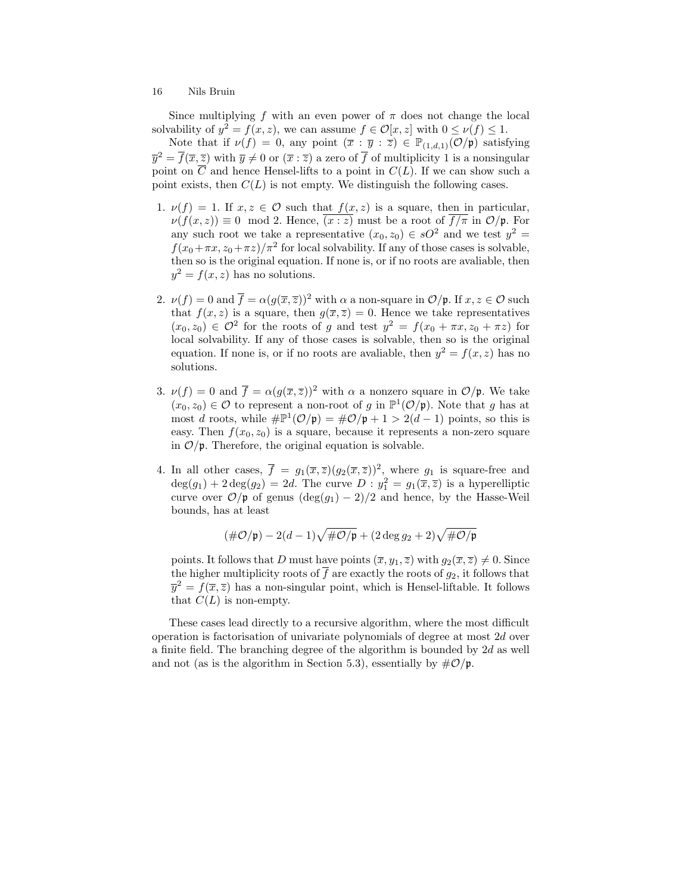Since multiplying $f$ with an even power of $\pi$ does not change the local solvability of $y^2 = f(x,z)$, we can assume $f \in \mathcal{O}[x,z]$ with $0 \leq \nu(f) \leq 1$.

Note that if $\nu(f) = 0$, any point $(\overline{x} : \overline{y} : \overline{z}) \in \mathbb{P}_{(1,d,1)}(\mathcal{O}/\mathfrak{p})$ satisfying $\overline{y}^2 = \overline{f}(\overline{x}, \overline{z})$ with $\overline{y} \neq 0$ or $(\overline{x} : \overline{z})$ a zero of $\overline{f}$ of multiplicity 1 is a nonsingular point on $\overline{C}$ and hence Hensel-lifts to a point in $C(L)$. If we can show such a point exists, then $C(L)$ is not empty. We distinguish the following cases.

1. $\nu(f) = 1$. If $x, z \in \mathcal{O}$ such that $f(x,z)$ is a square, then in particular, $\nu(f(x,z)) \equiv 0 \mod 2$. Hence, $\overline{(x : z)}$ must be a root of $\overline{f/\pi}$ in $\mathcal{O}/\mathfrak{p}$. For any such root we take a representative $(x_0, z_0) \in sO^2$ and we test $y^2 = f(x_0 + \pi x, z_0 + \pi z)/\pi^2$ for local solvability. If any of those cases is solvable, then so is the original equation. If none is, or if no roots are avaliable, then $y^2 = f(x,z)$ has no solutions.

2. $\nu(f) = 0$ and $\overline{f} = \alpha(g(\overline{x}, \overline{z}))^2$ with $\alpha$ a non-square in $\mathcal{O}/\mathfrak{p}$. If $x, z \in \mathcal{O}$ such that $f(x,z)$ is a square, then $g(\overline{x}, \overline{z}) = 0$. Hence we take representatives $(x_0, z_0) \in \mathcal{O}^2$ for the roots of $g$ and test $y^2 = f(x_0 + \pi x, z_0 + \pi z)$ for local solvability. If any of those cases is solvable, then so is the original equation. If none is, or if no roots are avaliable, then $y^2 = f(x,z)$ has no solutions.

3. $\nu(f) = 0$ and $\overline{f} = \alpha(g(\overline{x}, \overline{z}))^2$ with $\alpha$ a nonzero square in $\mathcal{O}/\mathfrak{p}$. We take $(x_0, z_0) \in \mathcal{O}$ to represent a non-root of $g$ in $\mathbb{P}^1(\mathcal{O}/\mathfrak{p})$. Note that $g$ has at most $d$ roots, while $\#\mathbb{P}^1(\mathcal{O}/\mathfrak{p}) = \#\mathcal{O}/\mathfrak{p} + 1 > 2(d-1)$ points, so this is easy. Then $f(x_0, z_0)$ is a square, because it represents a non-zero square in $\mathcal{O}/\mathfrak{p}$. Therefore, the original equation is solvable.

4. In all other cases, $\overline{f} = g_1(\overline{x}, \overline{z})(g_2(\overline{x}, \overline{z}))^2$, where $g_1$ is square-free and $\deg(g_1) + 2\deg(g_2) = 2d$. The curve $D : y_1^2 = g_1(\overline{x}, \overline{z})$ is a hyperelliptic curve over $\mathcal{O}/\mathfrak{p}$ of genus $(\deg(g_1) - 2)/2$ and hence, by the Hasse-Weil bounds, has at least

$$(\#\mathcal{O}/\mathfrak{p}) - 2(d-1)\sqrt{\#\mathcal{O}/\mathfrak{p}} + (2\deg g_2 + 2)\sqrt{\#\mathcal{O}/\mathfrak{p}}$$

points. It follows that $D$ must have points $(\overline{x}, y_1, \overline{z})$ with $g_2(\overline{x}, \overline{z}) \neq 0$. Since the higher multiplicity roots of $\overline{f}$ are exactly the roots of $g_2$, it follows that $\overline{y}^2 = f(\overline{x}, \overline{z})$ has a non-singular point, which is Hensel-liftable. It follows that $C(L)$ is non-empty.

These cases lead directly to a recursive algorithm, where the most difficult operation is factorisation of univariate polynomials of degree at most $2d$ over a finite field. The branching degree of the algorithm is bounded by $2d$ as well and not (as is the algorithm in Section 5.3), essentially by $\#\mathcal{O}/\mathfrak{p}$.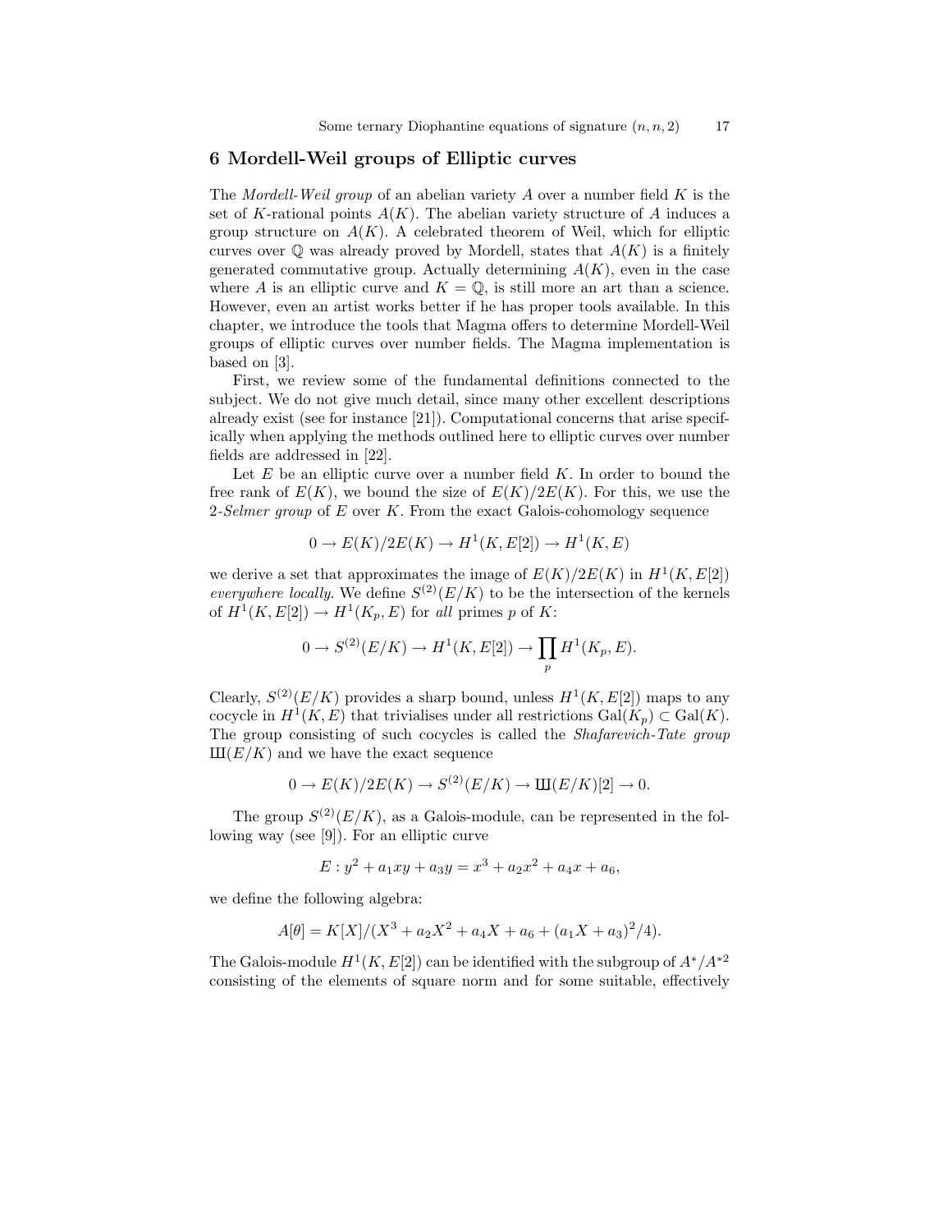## 6 Mordell-Weil groups of Elliptic curves

The *Mordell-Weil group* of an abelian variety $A$ over a number field $K$ is the set of $K$-rational points $A(K)$. The abelian variety structure of $A$ induces a group structure on $A(K)$. A celebrated theorem of Weil, which for elliptic curves over $\mathbb{Q}$ was already proved by Mordell, states that $A(K)$ is a finitely generated commutative group. Actually determining $A(K)$, even in the case where $A$ is an elliptic curve and $K = \mathbb{Q}$, is still more an art than a science. However, even an artist works better if he has proper tools available. In this chapter, we introduce the tools that Magma offers to determine Mordell-Weil groups of elliptic curves over number fields. The Magma implementation is based on [3].

First, we review some of the fundamental definitions connected to the subject. We do not give much detail, since many other excellent descriptions already exist (see for instance [21]). Computational concerns that arise specifically when applying the methods outlined here to elliptic curves over number fields are addressed in [22].

Let $E$ be an elliptic curve over a number field $K$. In order to bound the free rank of $E(K)$, we bound the size of $E(K)/2E(K)$. For this, we use the 2-*Selmer group* of $E$ over $K$. From the exact Galois-cohomology sequence

$$0 \to E(K)/2E(K) \to H^1(K, E[2]) \to H^1(K, E)$$

we derive a set that approximates the image of $E(K)/2E(K)$ in $H^1(K, E[2])$ *everywhere locally*. We define $S^{(2)}(E/K)$ to be the intersection of the kernels of $H^1(K, E[2]) \to H^1(K_p, E)$ for *all* primes $p$ of $K$:

$$0 \to S^{(2)}(E/K) \to H^1(K, E[2]) \to \prod_p H^1(K_p, E).$$

Clearly, $S^{(2)}(E/K)$ provides a sharp bound, unless $H^1(K, E[2])$ maps to any cocycle in $H^1(K, E)$ that trivialises under all restrictions $\mathrm{Gal}(K_p) \subset \mathrm{Gal}(K)$. The group consisting of such cocycles is called the *Shafarevich-Tate group* $Ш(E/K)$ and we have the exact sequence

$$0 \to E(K)/2E(K) \to S^{(2)}(E/K) \to Ш(E/K)[2] \to 0.$$

The group $S^{(2)}(E/K)$, as a Galois-module, can be represented in the following way (see [9]). For an elliptic curve

$$E : y^2 + a_1xy + a_3y = x^3 + a_2x^2 + a_4x + a_6,$$

we define the following algebra:

$$A[\theta] = K[X]/(X^3 + a_2X^2 + a_4X + a_6 + (a_1X + a_3)^2/4).$$

The Galois-module $H^1(K, E[2])$ can be identified with the subgroup of $A^*/A^{*2}$ consisting of the elements of square norm and for some suitable, effectively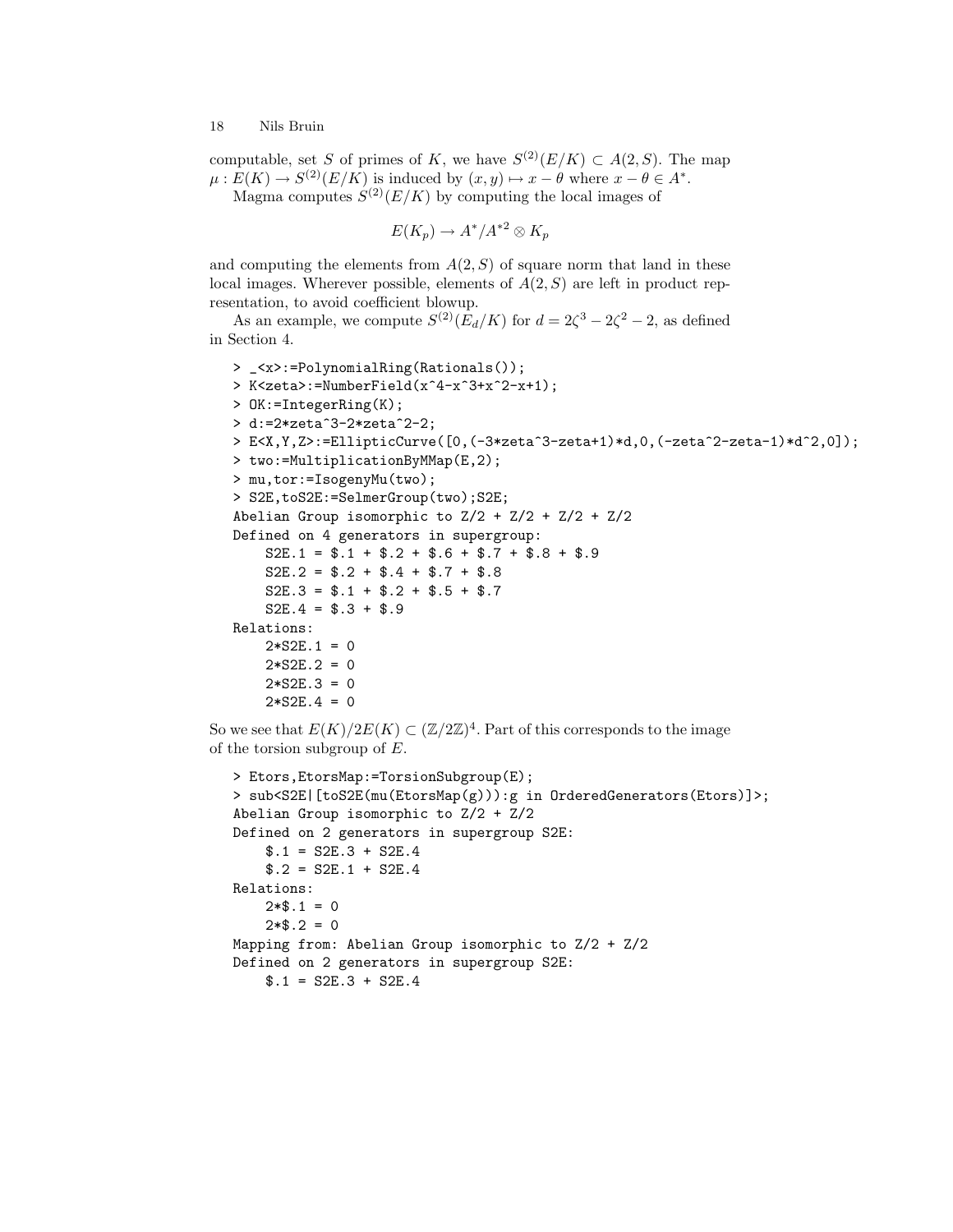computable, set $S$ of primes of $K$, we have $S^{(2)}(E/K) \subset A(2,S)$. The map $\mu : E(K) \to S^{(2)}(E/K)$ is induced by $(x,y) \mapsto x - \theta$ where $x - \theta \in A^*$.

Magma computes $S^{(2)}(E/K)$ by computing the local images of

$$E(K_p) \to A^*/A^{*2} \otimes K_p$$

and computing the elements from $A(2,S)$ of square norm that land in these local images. Wherever possible, elements of $A(2,S)$ are left in product representation, to avoid coefficient blowup.

As an example, we compute $S^{(2)}(E_d/K)$ for $d = 2\zeta^3 - 2\zeta^2 - 2$, as defined in Section 4.

```
> _<x>:=PolynomialRing(Rationals());
> K<zeta>:=NumberField(x^4-x^3+x^2-x+1);
> OK:=IntegerRing(K);
> d:=2*zeta^3-2*zeta^2-2;
> E<X,Y,Z>:=EllipticCurve([0,(-3*zeta^3-zeta+1)*d,0,(-zeta^2-zeta-1)*d^2,0]);
> two:=MultiplicationByMMap(E,2);
> mu,tor:=IsogenyMu(two);
> S2E,toS2E:=SelmerGroup(two);S2E;
Abelian Group isomorphic to Z/2 + Z/2 + Z/2 + Z/2
Defined on 4 generators in supergroup:
    S2E.1 = $.1 + $.2 + $.6 + $.7 + $.8 + $.9
    S2E.2 = $.2 + $.4 + $.7 + $.8
    S2E.3 = $.1 + $.2 + $.5 + $.7
    S2E.4 = $.3 + $.9
Relations:
    2*S2E.1 = 0
    2*S2E.2 = 0
    2*S2E.3 = 0
    2*S2E.4 = 0
```

So we see that $E(K)/2E(K) \subset (\mathbb{Z}/2\mathbb{Z})^4$. Part of this corresponds to the image of the torsion subgroup of $E$.

```
> Etors,EtorsMap:=TorsionSubgroup(E);
> sub<S2E|[toS2E(mu(EtorsMap(g))):g in OrderedGenerators(Etors)]>;
Abelian Group isomorphic to Z/2 + Z/2
Defined on 2 generators in supergroup S2E:
    $.1 = S2E.3 + S2E.4
    $.2 = S2E.1 + S2E.4
Relations:
    2*$.1 = 0
    2*$.2 = 0
Mapping from: Abelian Group isomorphic to Z/2 + Z/2
Defined on 2 generators in supergroup S2E:
    $.1 = S2E.3 + S2E.4
```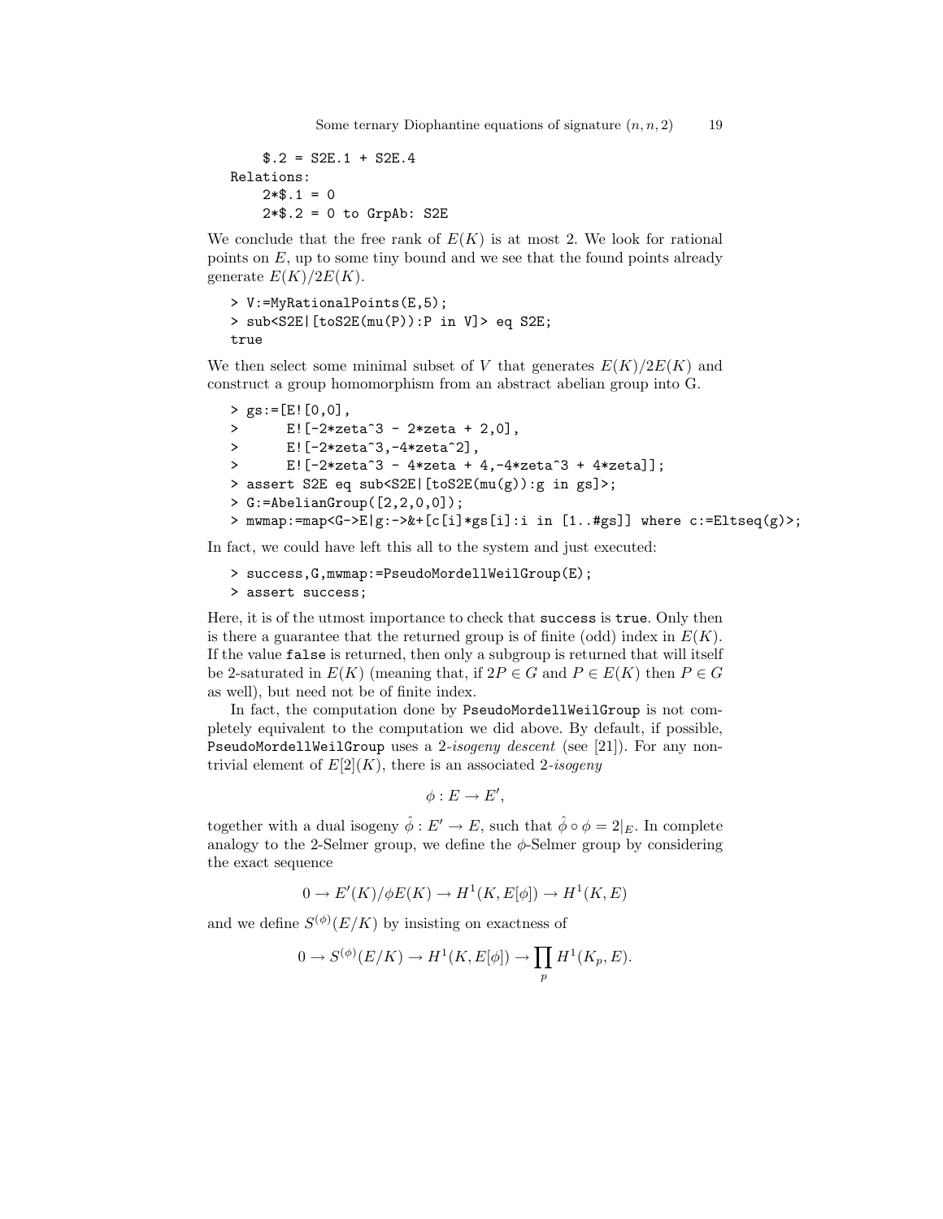```
    $.2 = S2E.1 + S2E.4
Relations:
    2*$.1 = 0
    2*$.2 = 0 to GrpAb: S2E
```

We conclude that the free rank of $E(K)$ is at most 2. We look for rational points on $E$, up to some tiny bound and we see that the found points already generate $E(K)/2E(K)$.

```
> V:=MyRationalPoints(E,5);
> sub<S2E|[toS2E(mu(P)):P in V]> eq S2E;
true
```

We then select some minimal subset of $V$ that generates $E(K)/2E(K)$ and construct a group homomorphism from an abstract abelian group into G.

```
> gs:=[E![0,0],
>      E![-2*zeta^3 - 2*zeta + 2,0],
>      E![-2*zeta^3,-4*zeta^2],
>      E![-2*zeta^3 - 4*zeta + 4,-4*zeta^3 + 4*zeta]];
> assert S2E eq sub<S2E|[toS2E(mu(g)):g in gs]>;
> G:=AbelianGroup([2,2,0,0]);
> mwmap:=map<G->E|g:->&+[c[i]*gs[i]:i in [1..#gs]] where c:=Eltseq(g)>;
```

In fact, we could have left this all to the system and just executed:

```
> success,G,mwmap:=PseudoMordellWeilGroup(E);
> assert success;
```

Here, it is of the utmost importance to check that `success` is `true`. Only then is there a guarantee that the returned group is of finite (odd) index in $E(K)$. If the value `false` is returned, then only a subgroup is returned that will itself be 2-saturated in $E(K)$ (meaning that, if $2P \in G$ and $P \in E(K)$ then $P \in G$ as well), but need not be of finite index.

In fact, the computation done by `PseudoMordellWeilGroup` is not completely equivalent to the computation we did above. By default, if possible, `PseudoMordellWeilGroup` uses a 2-*isogeny descent* (see [21]). For any non-trivial element of $E[2](K)$, there is an associated 2-*isogeny*

$$\phi : E \to E',$$

together with a dual isogeny $\hat{\phi} : E' \to E$, such that $\hat{\phi} \circ \phi = 2|_E$. In complete analogy to the 2-Selmer group, we define the $\phi$-Selmer group by considering the exact sequence

$$0 \to E'(K)/\phi E(K) \to H^1(K, E[\phi]) \to H^1(K, E)$$

and we define $S^{(\phi)}(E/K)$ by insisting on exactness of

$$0 \to S^{(\phi)}(E/K) \to H^1(K, E[\phi]) \to \prod_p H^1(K_p, E).$$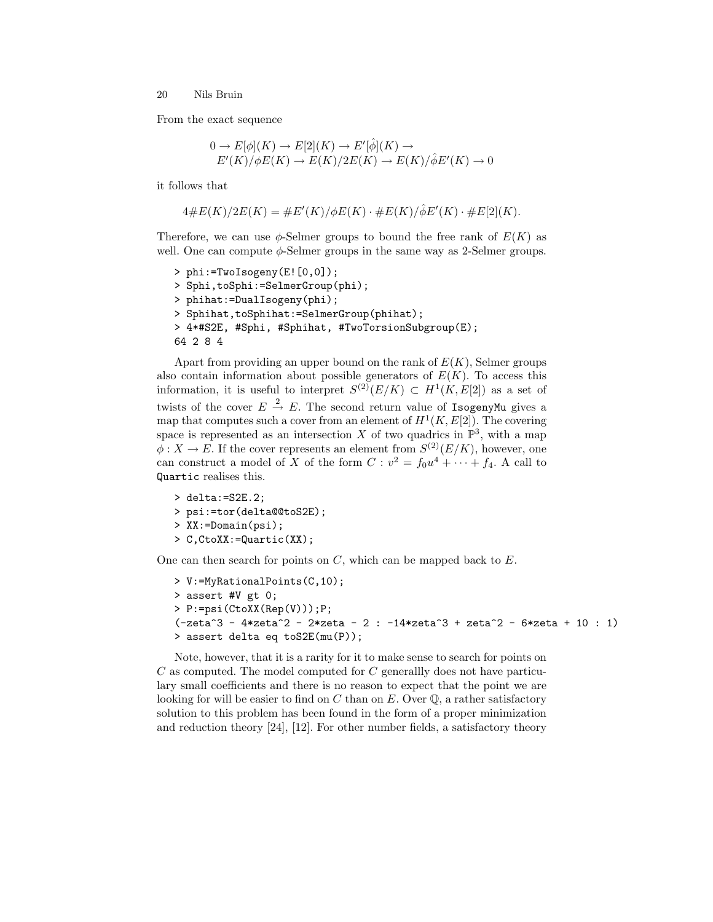From the exact sequence

$$0 \to E[\phi](K) \to E[2](K) \to E'[\hat{\phi}](K) \to \\ E'(K)/\phi E(K) \to E(K)/2E(K) \to E(K)/\hat{\phi}E'(K) \to 0$$

it follows that

$$4\#E(K)/2E(K) = \#E'(K)/\phi E(K) \cdot \#E(K)/\hat{\phi}E'(K) \cdot \#E[2](K).$$

Therefore, we can use $\phi$-Selmer groups to bound the free rank of $E(K)$ as well. One can compute $\phi$-Selmer groups in the same way as 2-Selmer groups.

```
> phi:=TwoIsogeny(E![0,0]);
> Sphi,toSphi:=SelmerGroup(phi);
> phihat:=DualIsogeny(phi);
> Sphihat,toSphihat:=SelmerGroup(phihat);
> 4*#S2E, #Sphi, #Sphihat, #TwoTorsionSubgroup(E);
64 2 8 4
```

Apart from providing an upper bound on the rank of $E(K)$, Selmer groups also contain information about possible generators of $E(K)$. To access this information, it is useful to interpret $S^{(2)}(E/K) \subset H^1(K, E[2])$ as a set of twists of the cover $E \xrightarrow{2} E$. The second return value of IsogenyMu gives a map that computes such a cover from an element of $H^1(K, E[2])$. The covering space is represented as an intersection $X$ of two quadrics in $\mathbb{P}^3$, with a map $\phi : X \to E$. If the cover represents an element from $S^{(2)}(E/K)$, however, one can construct a model of $X$ of the form $C : v^2 = f_0u^4 + \cdots + f_4$. A call to Quartic realises this.

```
> delta:=S2E.2;
> psi:=tor(delta@@toS2E);
> XX:=Domain(psi);
> C,CtoXX:=Quartic(XX);
```

One can then search for points on $C$, which can be mapped back to $E$.

```
> V:=MyRationalPoints(C,10);
> assert #V gt 0;
> P:=psi(CtoXX(Rep(V)));P;
(-zeta^3 - 4*zeta^2 - 2*zeta - 2 : -14*zeta^3 + zeta^2 - 6*zeta + 10 : 1)
> assert delta eq toS2E(mu(P));
```

Note, however, that it is a rarity for it to make sense to search for points on $C$ as computed. The model computed for $C$ generallly does not have particulary small coefficients and there is no reason to expect that the point we are looking for will be easier to find on $C$ than on $E$. Over $\mathbb{Q}$, a rather satisfactory solution to this problem has been found in the form of a proper minimization and reduction theory [24], [12]. For other number fields, a satisfactory theory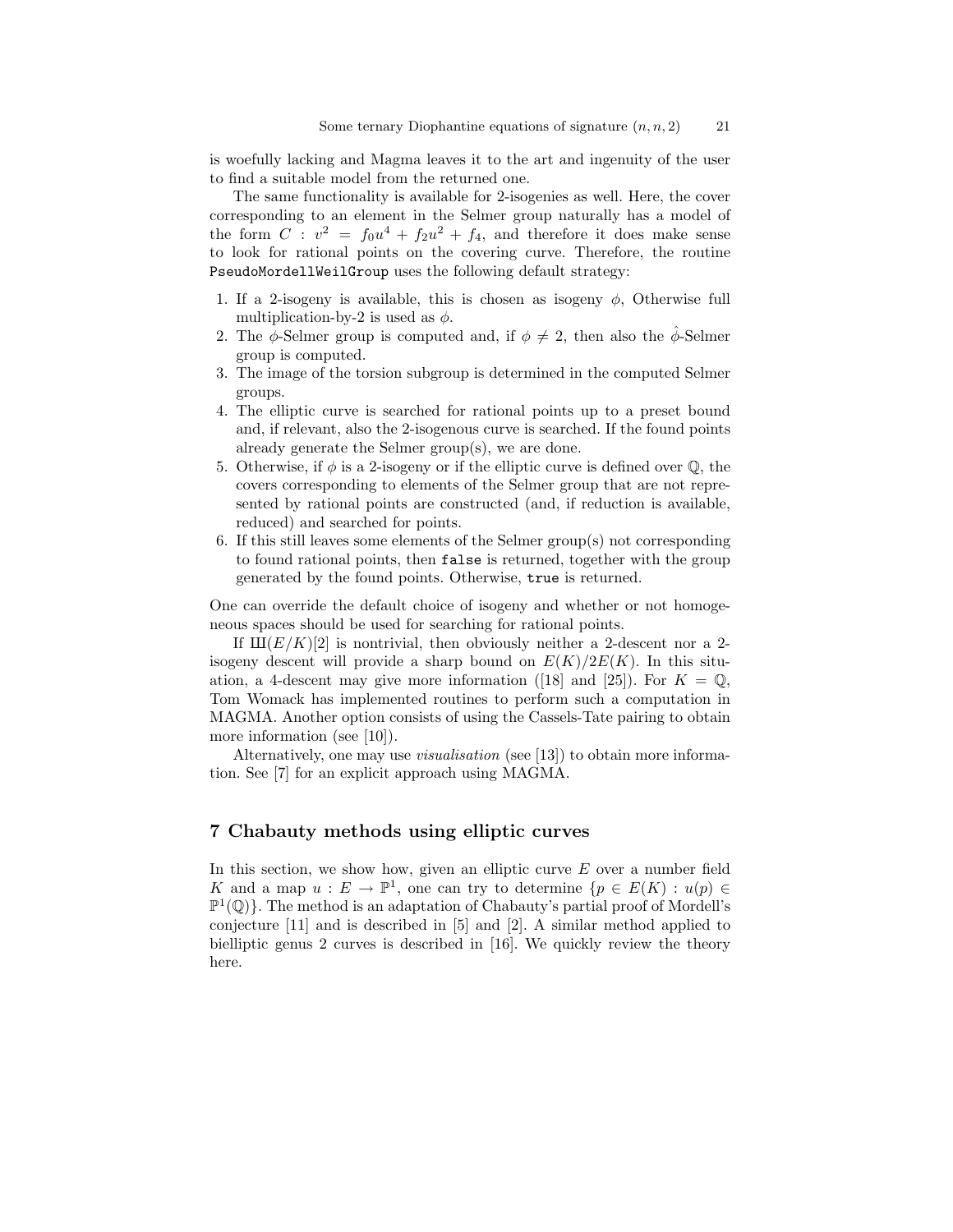is woefully lacking and Magma leaves it to the art and ingenuity of the user to find a suitable model from the returned one.

The same functionality is available for 2-isogenies as well. Here, the cover corresponding to an element in the Selmer group naturally has a model of the form $C : v^2 = f_0u^4 + f_2u^2 + f_4$, and therefore it does make sense to look for rational points on the covering curve. Therefore, the routine `PseudoMordellWeilGroup` uses the following default strategy:

1. If a 2-isogeny is available, this is chosen as isogeny $\phi$, Otherwise full multiplication-by-2 is used as $\phi$.
2. The $\phi$-Selmer group is computed and, if $\phi \neq 2$, then also the $\hat{\phi}$-Selmer group is computed.
3. The image of the torsion subgroup is determined in the computed Selmer groups.
4. The elliptic curve is searched for rational points up to a preset bound and, if relevant, also the 2-isogenous curve is searched. If the found points already generate the Selmer group(s), we are done.
5. Otherwise, if $\phi$ is a 2-isogeny or if the elliptic curve is defined over $\mathbb{Q}$, the covers corresponding to elements of the Selmer group that are not represented by rational points are constructed (and, if reduction is available, reduced) and searched for points.
6. If this still leaves some elements of the Selmer group(s) not corresponding to found rational points, then `false` is returned, together with the group generated by the found points. Otherwise, `true` is returned.

One can override the default choice of isogeny and whether or not homogeneous spaces should be used for searching for rational points.

If $Ш(E/K)[2]$ is nontrivial, then obviously neither a 2-descent nor a 2-isogeny descent will provide a sharp bound on $E(K)/2E(K)$. In this situation, a 4-descent may give more information ([18] and [25]). For $K = \mathbb{Q}$, Tom Womack has implemented routines to perform such a computation in MAGMA. Another option consists of using the Cassels-Tate pairing to obtain more information (see [10]).

Alternatively, one may use *visualisation* (see [13]) to obtain more information. See [7] for an explicit approach using MAGMA.

## 7 Chabauty methods using elliptic curves

In this section, we show how, given an elliptic curve $E$ over a number field $K$ and a map $u : E \to \mathbb{P}^1$, one can try to determine $\{p \in E(K) : u(p) \in \mathbb{P}^1(\mathbb{Q})\}$. The method is an adaptation of Chabauty's partial proof of Mordell's conjecture [11] and is described in [5] and [2]. A similar method applied to bielliptic genus 2 curves is described in [16]. We quickly review the theory here.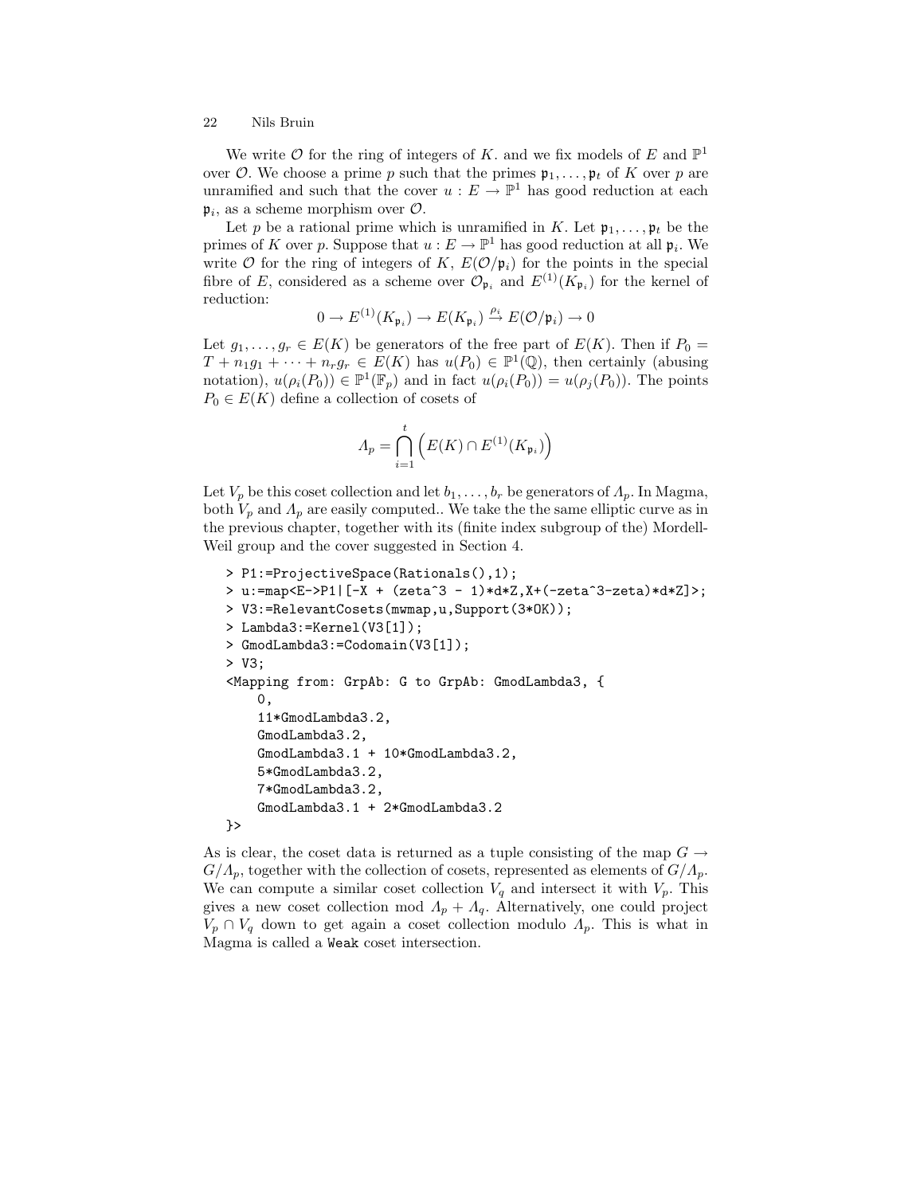We write $\mathcal{O}$ for the ring of integers of $K$. and we fix models of $E$ and $\mathbb{P}^1$ over $\mathcal{O}$. We choose a prime $p$ such that the primes $\mathfrak{p}_1, \ldots, \mathfrak{p}_t$ of $K$ over $p$ are unramified and such that the cover $u : E \to \mathbb{P}^1$ has good reduction at each $\mathfrak{p}_i$, as a scheme morphism over $\mathcal{O}$.

Let $p$ be a rational prime which is unramified in $K$. Let $\mathfrak{p}_1, \ldots, \mathfrak{p}_t$ be the primes of $K$ over $p$. Suppose that $u : E \to \mathbb{P}^1$ has good reduction at all $\mathfrak{p}_i$. We write $\mathcal{O}$ for the ring of integers of $K$, $E(\mathcal{O}/\mathfrak{p}_i)$ for the points in the special fibre of $E$, considered as a scheme over $\mathcal{O}_{\mathfrak{p}_i}$ and $E^{(1)}(K_{\mathfrak{p}_i})$ for the kernel of reduction:

$$0 \to E^{(1)}(K_{\mathfrak{p}_i}) \to E(K_{\mathfrak{p}_i}) \xrightarrow{\rho_i} E(\mathcal{O}/\mathfrak{p}_i) \to 0$$

Let $g_1, \ldots, g_r \in E(K)$ be generators of the free part of $E(K)$. Then if $P_0 = T + n_1 g_1 + \cdots + n_r g_r \in E(K)$ has $u(P_0) \in \mathbb{P}^1(\mathbb{Q})$, then certainly (abusing notation), $u(\rho_i(P_0)) \in \mathbb{P}^1(\mathbb{F}_p)$ and in fact $u(\rho_i(P_0)) = u(\rho_j(P_0))$. The points $P_0 \in E(K)$ define a collection of cosets of

$$\Lambda_p = \bigcap_{i=1}^{t} \left( E(K) \cap E^{(1)}(K_{\mathfrak{p}_i}) \right)$$

Let $V_p$ be this coset collection and let $b_1, \ldots, b_r$ be generators of $\Lambda_p$. In Magma, both $V_p$ and $\Lambda_p$ are easily computed.. We take the the same elliptic curve as in the previous chapter, together with its (finite index subgroup of the) Mordell-Weil group and the cover suggested in Section 4.

```
> P1:=ProjectiveSpace(Rationals(),1);
> u:=map<E->P1|[-X + (zeta^3 - 1)*d*Z,X+(-zeta^3-zeta)*d*Z]>;
> V3:=RelevantCosets(mwmap,u,Support(3*OK));
> Lambda3:=Kernel(V3[1]);
> GmodLambda3:=Codomain(V3[1]);
> V3;
<Mapping from: GrpAb: G to GrpAb: GmodLambda3, {
    0,
    11*GmodLambda3.2,
    GmodLambda3.2,
    GmodLambda3.1 + 10*GmodLambda3.2,
    5*GmodLambda3.2,
    7*GmodLambda3.2,
    GmodLambda3.1 + 2*GmodLambda3.2
}>
```

As is clear, the coset data is returned as a tuple consisting of the map $G \to G/\Lambda_p$, together with the collection of cosets, represented as elements of $G/\Lambda_p$. We can compute a similar coset collection $V_q$ and intersect it with $V_p$. This gives a new coset collection mod $\Lambda_p + \Lambda_q$. Alternatively, one could project $V_p \cap V_q$ down to get again a coset collection modulo $\Lambda_p$. This is what in Magma is called a Weak coset intersection.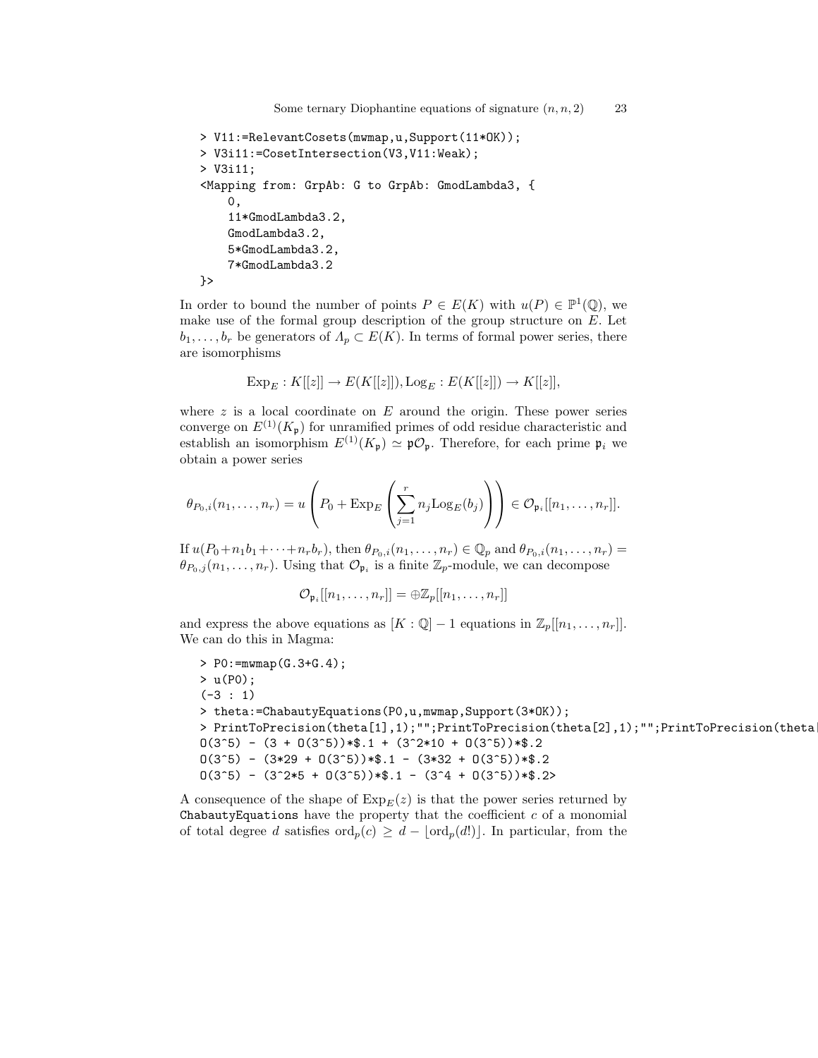```
> V11:=RelevantCosets(mwmap,u,Support(11*OK));
> V3i11:=CosetIntersection(V3,V11:Weak);
> V3i11;
<Mapping from: GrpAb: G to GrpAb: GmodLambda3, {
    0,
    11*GmodLambda3.2,
    GmodLambda3.2,
    5*GmodLambda3.2,
    7*GmodLambda3.2
}>
```

In order to bound the number of points $P \in E(K)$ with $u(P) \in \mathbb{P}^1(\mathbb{Q})$, we make use of the formal group description of the group structure on $E$. Let $b_1, \ldots, b_r$ be generators of $\Lambda_p \subset E(K)$. In terms of formal power series, there are isomorphisms

$$\mathrm{Exp}_E : K[[z]] \to E(K[[z]]), \mathrm{Log}_E : E(K[[z]]) \to K[[z]],$$

where $z$ is a local coordinate on $E$ around the origin. These power series converge on $E^{(1)}(K_\mathfrak{p})$ for unramified primes of odd residue characteristic and establish an isomorphism $E^{(1)}(K_\mathfrak{p}) \simeq \mathfrak{p}\mathcal{O}_\mathfrak{p}$. Therefore, for each prime $\mathfrak{p}_i$ we obtain a power series

$$\theta_{P_0,i}(n_1, \ldots, n_r) = u\left(P_0 + \mathrm{Exp}_E\left(\sum_{j=1}^{r} n_j \mathrm{Log}_E(b_j)\right)\right) \in \mathcal{O}_{\mathfrak{p}_i}[[n_1, \ldots, n_r]].$$

If $u(P_0 + n_1 b_1 + \cdots + n_r b_r)$, then $\theta_{P_0,i}(n_1, \ldots, n_r) \in \mathbb{Q}_p$ and $\theta_{P_0,i}(n_1, \ldots, n_r) = \theta_{P_0,j}(n_1, \ldots, n_r)$. Using that $\mathcal{O}_{\mathfrak{p}_i}$ is a finite $\mathbb{Z}_p$-module, we can decompose

$$\mathcal{O}_{\mathfrak{p}_i}[[n_1, \ldots, n_r]] = \oplus \mathbb{Z}_p[[n_1, \ldots, n_r]]$$

and express the above equations as $[K : \mathbb{Q}] - 1$ equations in $\mathbb{Z}_p[[n_1, \ldots, n_r]]$. We can do this in Magma:

```
> P0:=mwmap(G.3+G.4);
> u(P0);
(-3 : 1)
> theta:=ChabautyEquations(P0,u,mwmap,Support(3*OK));
> PrintToPrecision(theta[1],1);"";PrintToPrecision(theta[2],1);"";PrintToPrecision(theta
O(3^5) - (3 + O(3^5))*$.1 + (3^2*10 + O(3^5))*$.2
O(3^5) - (3*29 + O(3^5))*$.1 - (3*32 + O(3^5))*$.2
O(3^5) - (3^2*5 + O(3^5))*$.1 - (3^4 + O(3^5))*$.2>
```

A consequence of the shape of $\mathrm{Exp}_E(z)$ is that the power series returned by `ChabautyEquations` have the property that the coefficient $c$ of a monomial of total degree $d$ satisfies $\mathrm{ord}_p(c) \geq d - \lfloor \mathrm{ord}_p(d!) \rfloor$. In particular, from the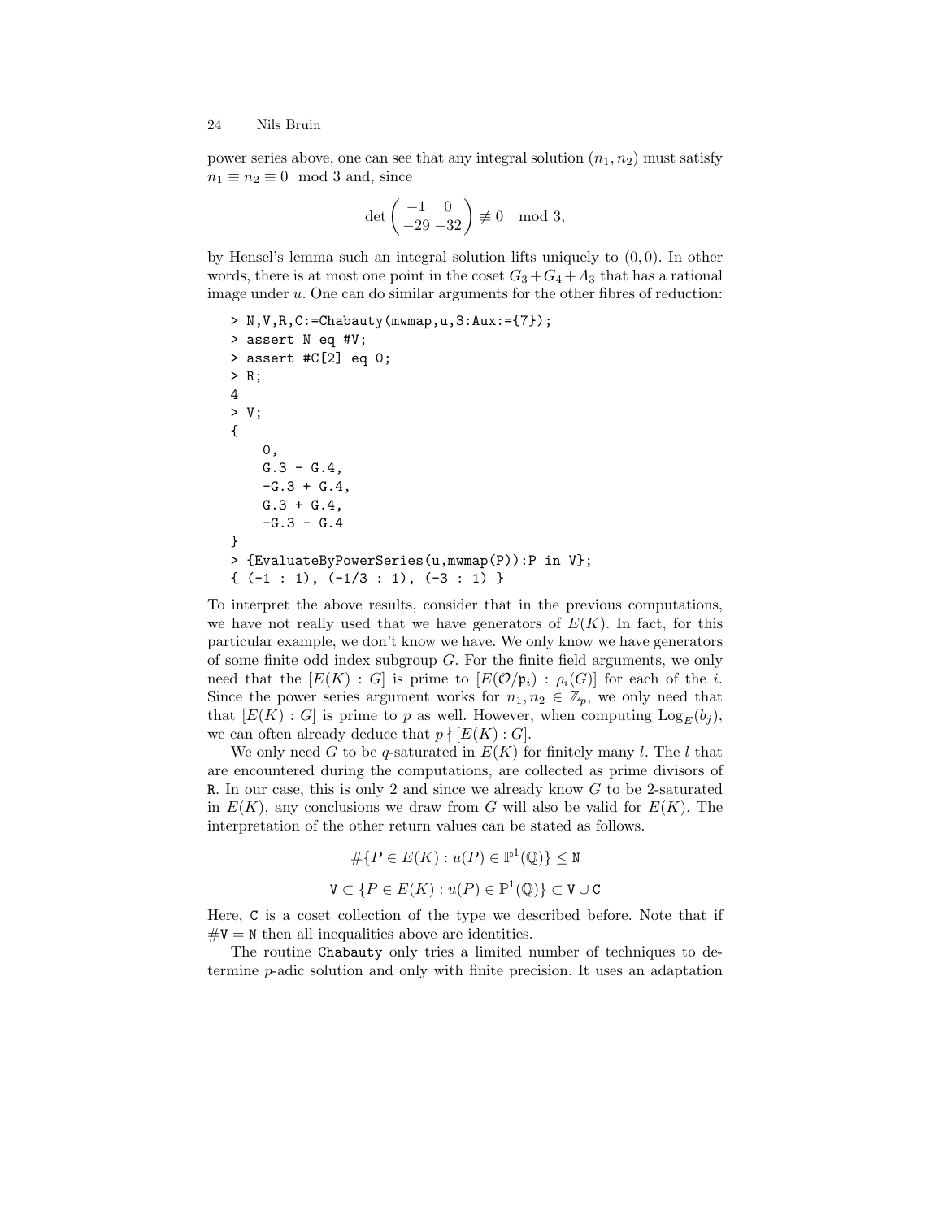power series above, one can see that any integral solution $(n_1, n_2)$ must satisfy $n_1 \equiv n_2 \equiv 0 \mod 3$ and, since

$$\det \begin{pmatrix} -1 & 0 \\ -29 & -32 \end{pmatrix} \not\equiv 0 \mod 3,$$

by Hensel's lemma such an integral solution lifts uniquely to $(0, 0)$. In other words, there is at most one point in the coset $G_3 + G_4 + \Lambda_3$ that has a rational image under $u$. One can do similar arguments for the other fibres of reduction:

```
> N,V,R,C:=Chabauty(mwmap,u,3:Aux:={7});
> assert N eq #V;
> assert #C[2] eq 0;
> R;
4
> V;
{
    0,
    G.3 - G.4,
    -G.3 + G.4,
    G.3 + G.4,
    -G.3 - G.4
}
> {EvaluateByPowerSeries(u,mwmap(P)):P in V};
{ (-1 : 1), (-1/3 : 1), (-3 : 1) }
```

To interpret the above results, consider that in the previous computations, we have not really used that we have generators of $E(K)$. In fact, for this particular example, we don't know we have. We only know we have generators of some finite odd index subgroup $G$. For the finite field arguments, we only need that the $[E(K) : G]$ is prime to $[E(\mathcal{O}/\mathfrak{p}_i) : \rho_i(G)]$ for each of the $i$. Since the power series argument works for $n_1, n_2 \in \mathbb{Z}_p$, we only need that that $[E(K) : G]$ is prime to $p$ as well. However, when computing $\mathrm{Log}_E(b_j)$, we can often already deduce that $p \nmid [E(K) : G]$.

We only need $G$ to be $q$-saturated in $E(K)$ for finitely many $l$. The $l$ that are encountered during the computations, are collected as prime divisors of R. In our case, this is only 2 and since we already know $G$ to be 2-saturated in $E(K)$, any conclusions we draw from $G$ will also be valid for $E(K)$. The interpretation of the other return values can be stated as follows.

$$\#\{P \in E(K) : u(P) \in \mathbb{P}^1(\mathbb{Q})\} \leq \mathtt{N}$$

$$\mathtt{V} \subset \{P \in E(K) : u(P) \in \mathbb{P}^1(\mathbb{Q})\} \subset \mathtt{V} \cup \mathtt{C}$$

Here, C is a coset collection of the type we described before. Note that if $\#\mathtt{V} = \mathtt{N}$ then all inequalities above are identities.

The routine Chabauty only tries a limited number of techniques to determine $p$-adic solution and only with finite precision. It uses an adaptation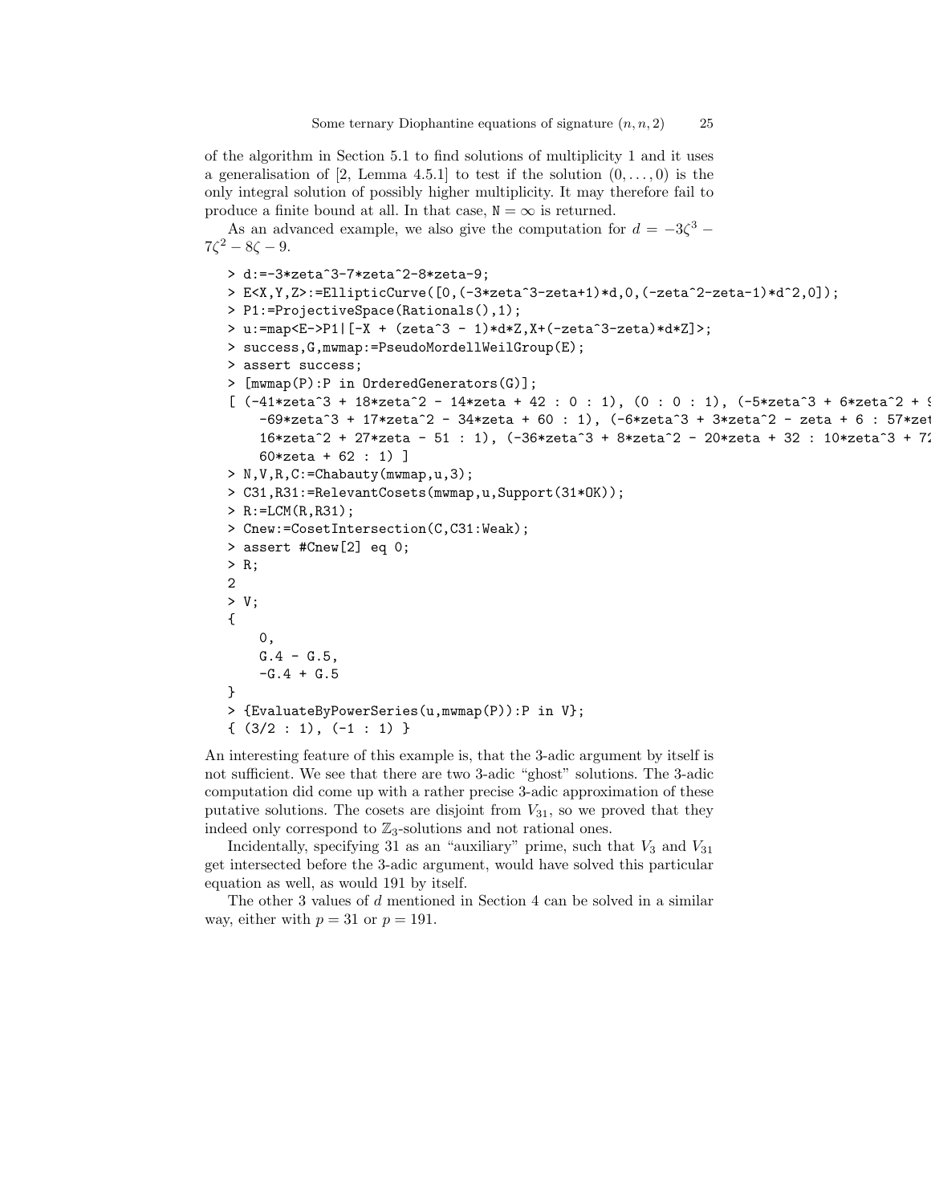of the algorithm in Section 5.1 to find solutions of multiplicity 1 and it uses a generalisation of [2, Lemma 4.5.1] to test if the solution $(0,\dots,0)$ is the only integral solution of possibly higher multiplicity. It may therefore fail to produce a finite bound at all. In that case, $\mathtt{N} = \infty$ is returned.

As an advanced example, we also give the computation for $d = -3\zeta^3 - 7\zeta^2 - 8\zeta - 9$.

```
> d:=-3*zeta^3-7*zeta^2-8*zeta-9;
> E<X,Y,Z>:=EllipticCurve([0,(-3*zeta^3-zeta+1)*d,0,(-zeta^2-zeta-1)*d^2,0]);
> P1:=ProjectiveSpace(Rationals(),1);
> u:=map<E->P1|[-X + (zeta^3 - 1)*d*Z,X+(-zeta^3-zeta)*d*Z]>;
> success,G,mwmap:=PseudoMordellWeilGroup(E);
> assert success;
> [mwmap(P):P in OrderedGenerators(G)];
[ (-41*zeta^3 + 18*zeta^2 - 14*zeta + 42 : 0 : 1), (0 : 0 : 1), (-5*zeta^3 + 6*zeta^2 + 9
    -69*zeta^3 + 17*zeta^2 - 34*zeta + 60 : 1), (-6*zeta^3 + 3*zeta^2 - zeta + 6 : 57*zet
    16*zeta^2 + 27*zeta - 51 : 1), (-36*zeta^3 + 8*zeta^2 - 20*zeta + 32 : 10*zeta^3 + 72
    60*zeta + 62 : 1) ]
> N,V,R,C:=Chabauty(mwmap,u,3);
> C31,R31:=RelevantCosets(mwmap,u,Support(31*OK));
> R:=LCM(R,R31);
> Cnew:=CosetIntersection(C,C31:Weak);
> assert #Cnew[2] eq 0;
> R;
2
> V;
{
    0,
    G.4 - G.5,
    -G.4 + G.5
}
> {EvaluateByPowerSeries(u,mwmap(P)):P in V};
{ (3/2 : 1), (-1 : 1) }
```

An interesting feature of this example is, that the 3-adic argument by itself is not sufficient. We see that there are two 3-adic "ghost" solutions. The 3-adic computation did come up with a rather precise 3-adic approximation of these putative solutions. The cosets are disjoint from $V_{31}$, so we proved that they indeed only correspond to $\mathbb{Z}_3$-solutions and not rational ones.

Incidentally, specifying 31 as an "auxiliary" prime, such that $V_3$ and $V_{31}$ get intersected before the 3-adic argument, would have solved this particular equation as well, as would 191 by itself.

The other 3 values of $d$ mentioned in Section 4 can be solved in a similar way, either with $p = 31$ or $p = 191$.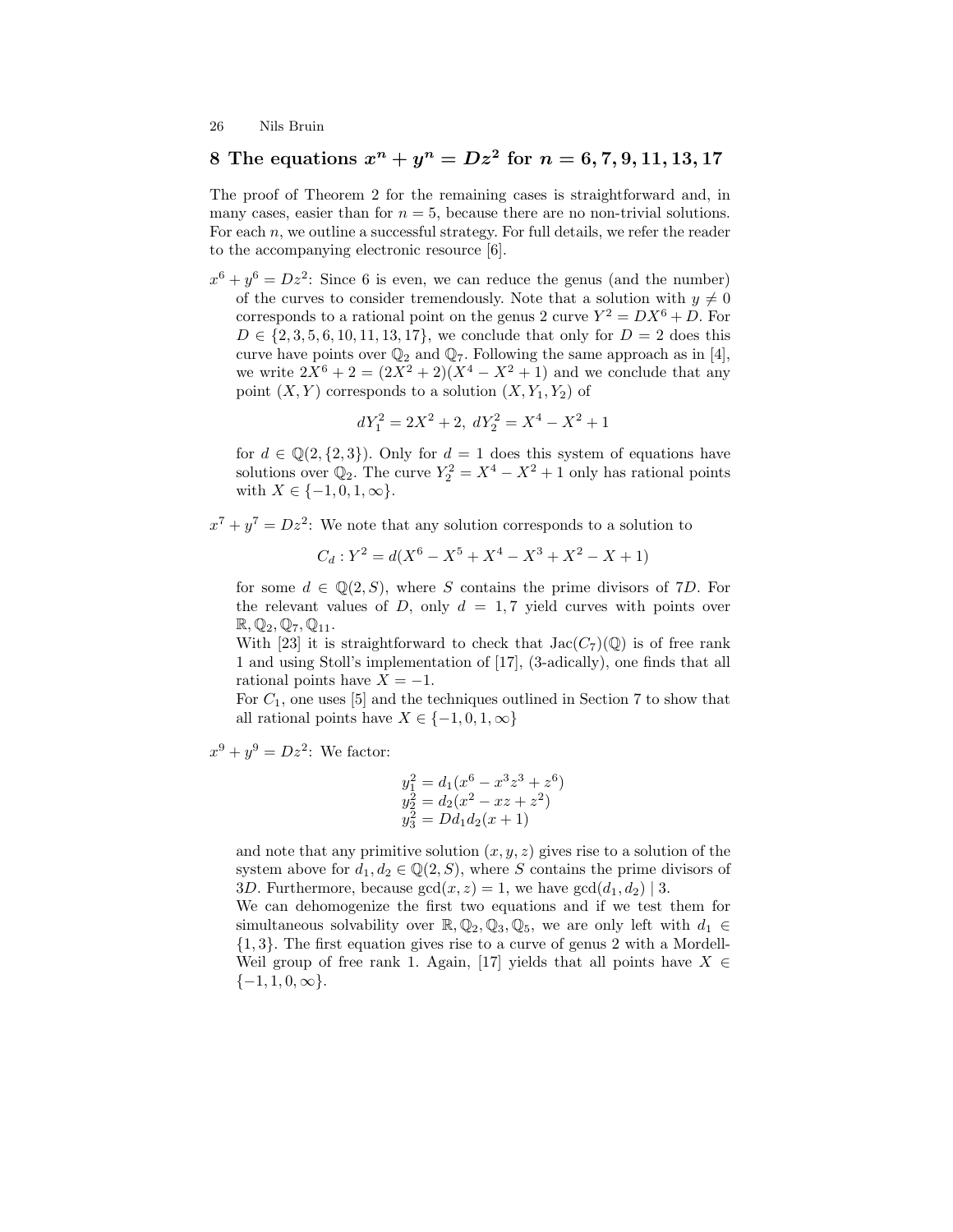## 8 The equations $x^n + y^n = Dz^2$ for $n = 6, 7, 9, 11, 13, 17$

The proof of Theorem 2 for the remaining cases is straightforward and, in many cases, easier than for $n = 5$, because there are no non-trivial solutions. For each $n$, we outline a successful strategy. For full details, we refer the reader to the accompanying electronic resource [6].

$x^6 + y^6 = Dz^2$: Since 6 is even, we can reduce the genus (and the number) of the curves to consider tremendously. Note that a solution with $y \neq 0$ corresponds to a rational point on the genus 2 curve $Y^2 = DX^6 + D$. For $D \in \{2, 3, 5, 6, 10, 11, 13, 17\}$, we conclude that only for $D = 2$ does this curve have points over $\mathbb{Q}_2$ and $\mathbb{Q}_7$. Following the same approach as in [4], we write $2X^6 + 2 = (2X^2 + 2)(X^4 - X^2 + 1)$ and we conclude that any point $(X, Y)$ corresponds to a solution $(X, Y_1, Y_2)$ of

$$dY_1^2 = 2X^2 + 2, \; dY_2^2 = X^4 - X^2 + 1$$

for $d \in \mathbb{Q}(2, \{2, 3\})$. Only for $d = 1$ does this system of equations have solutions over $\mathbb{Q}_2$. The curve $Y_2^2 = X^4 - X^2 + 1$ only has rational points with $X \in \{-1, 0, 1, \infty\}$.

$x^7 + y^7 = Dz^2$: We note that any solution corresponds to a solution to

$$C_d : Y^2 = d(X^6 - X^5 + X^4 - X^3 + X^2 - X + 1)$$

for some $d \in \mathbb{Q}(2, S)$, where $S$ contains the prime divisors of $7D$. For the relevant values of $D$, only $d = 1, 7$ yield curves with points over $\mathbb{R}, \mathbb{Q}_2, \mathbb{Q}_7, \mathbb{Q}_{11}$.

With [23] it is straightforward to check that $\mathrm{Jac}(C_7)(\mathbb{Q})$ is of free rank 1 and using Stoll's implementation of [17], (3-adically), one finds that all rational points have $X = -1$.

For $C_1$, one uses [5] and the techniques outlined in Section 7 to show that all rational points have $X \in \{-1, 0, 1, \infty\}$

$x^9 + y^9 = Dz^2$: We factor:

$$\begin{aligned} y_1^2 &= d_1(x^6 - x^3z^3 + z^6) \\ y_2^2 &= d_2(x^2 - xz + z^2) \\ y_3^2 &= Dd_1d_2(x + 1) \end{aligned}$$

and note that any primitive solution $(x, y, z)$ gives rise to a solution of the system above for $d_1, d_2 \in \mathbb{Q}(2, S)$, where $S$ contains the prime divisors of $3D$. Furthermore, because $\gcd(x, z) = 1$, we have $\gcd(d_1, d_2) \mid 3$.

We can dehomogenize the first two equations and if we test them for simultaneous solvability over $\mathbb{R}, \mathbb{Q}_2, \mathbb{Q}_3, \mathbb{Q}_5$, we are only left with $d_1 \in \{1, 3\}$. The first equation gives rise to a curve of genus 2 with a Mordell-Weil group of free rank 1. Again, [17] yields that all points have $X \in \{-1, 1, 0, \infty\}$.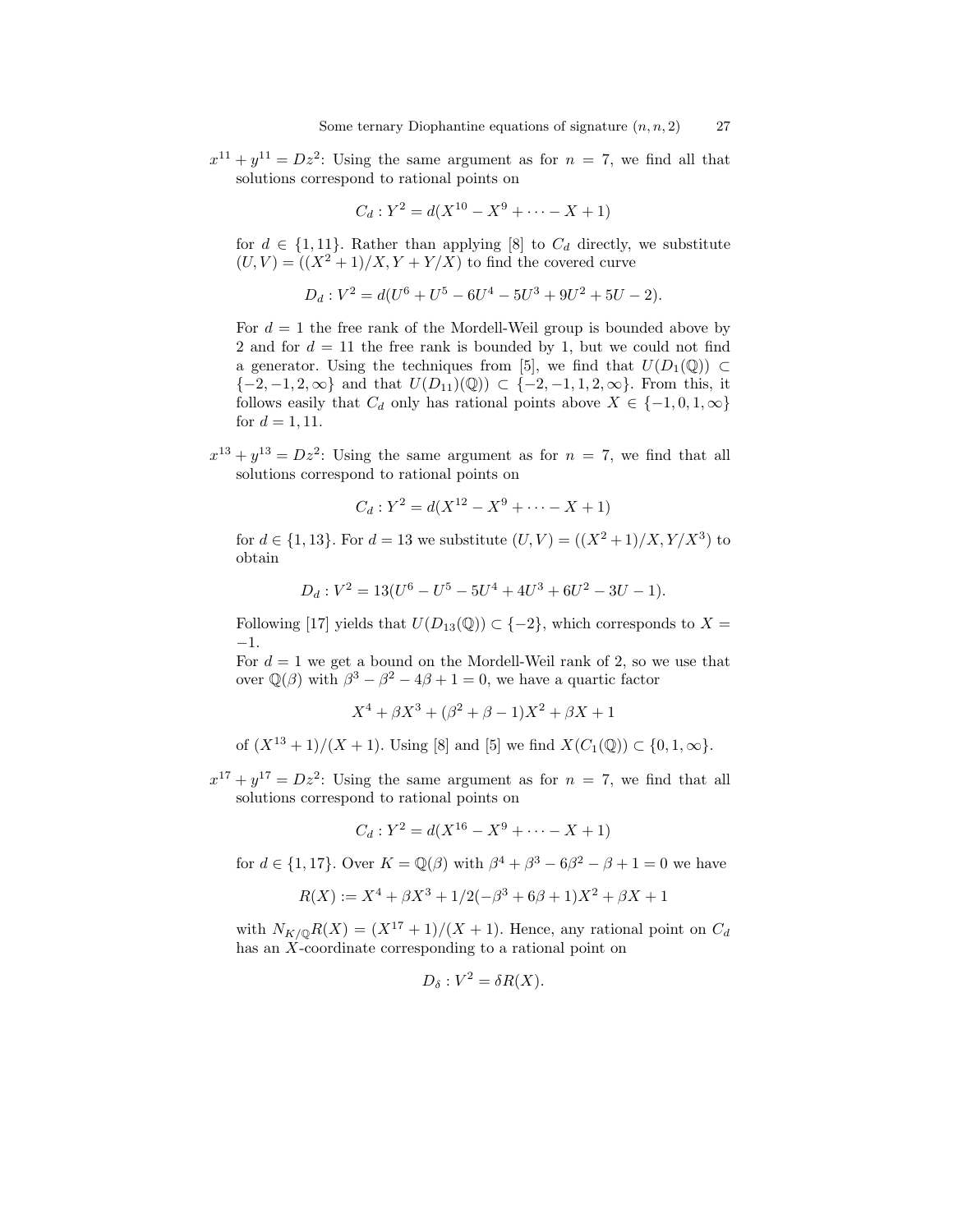$x^{11} + y^{11} = Dz^2$: Using the same argument as for $n = 7$, we find all that solutions correspond to rational points on

$$C_d : Y^2 = d(X^{10} - X^9 + \cdots - X + 1)$$

for $d \in \{1, 11\}$. Rather than applying [8] to $C_d$ directly, we substitute $(U, V) = ((X^2 + 1)/X, Y + Y/X)$ to find the covered curve

$$D_d : V^2 = d(U^6 + U^5 - 6U^4 - 5U^3 + 9U^2 + 5U - 2).$$

For $d = 1$ the free rank of the Mordell-Weil group is bounded above by 2 and for $d = 11$ the free rank is bounded by 1, but we could not find a generator. Using the techniques from [5], we find that $U(D_1(\mathbb{Q})) \subset \{-2, -1, 2, \infty\}$ and that $U(D_{11})(\mathbb{Q})) \subset \{-2, -1, 1, 2, \infty\}$. From this, it follows easily that $C_d$ only has rational points above $X \in \{-1, 0, 1, \infty\}$ for $d = 1, 11$.

$x^{13} + y^{13} = Dz^2$: Using the same argument as for $n = 7$, we find that all solutions correspond to rational points on

$$C_d : Y^2 = d(X^{12} - X^9 + \cdots - X + 1)$$

for $d \in \{1, 13\}$. For $d = 13$ we substitute $(U, V) = ((X^2 + 1)/X, Y/X^3)$ to obtain

$$D_d : V^2 = 13(U^6 - U^5 - 5U^4 + 4U^3 + 6U^2 - 3U - 1).$$

Following [17] yields that $U(D_{13}(\mathbb{Q})) \subset \{-2\}$, which corresponds to $X = -1$.

For $d = 1$ we get a bound on the Mordell-Weil rank of 2, so we use that over $\mathbb{Q}(\beta)$ with $\beta^3 - \beta^2 - 4\beta + 1 = 0$, we have a quartic factor

$$X^4 + \beta X^3 + (\beta^2 + \beta - 1)X^2 + \beta X + 1$$

of $(X^{13} + 1)/(X + 1)$. Using [8] and [5] we find $X(C_1(\mathbb{Q})) \subset \{0, 1, \infty\}$.

$x^{17} + y^{17} = Dz^2$: Using the same argument as for $n = 7$, we find that all solutions correspond to rational points on

$$C_d : Y^2 = d(X^{16} - X^9 + \cdots - X + 1)$$

for $d \in \{1, 17\}$. Over $K = \mathbb{Q}(\beta)$ with $\beta^4 + \beta^3 - 6\beta^2 - \beta + 1 = 0$ we have

$$R(X) := X^4 + \beta X^3 + 1/2(-\beta^3 + 6\beta + 1)X^2 + \beta X + 1$$

with $N_{K/\mathbb{Q}} R(X) = (X^{17} + 1)/(X + 1)$. Hence, any rational point on $C_d$ has an $X$-coordinate corresponding to a rational point on

$$D_\delta : V^2 = \delta R(X).$$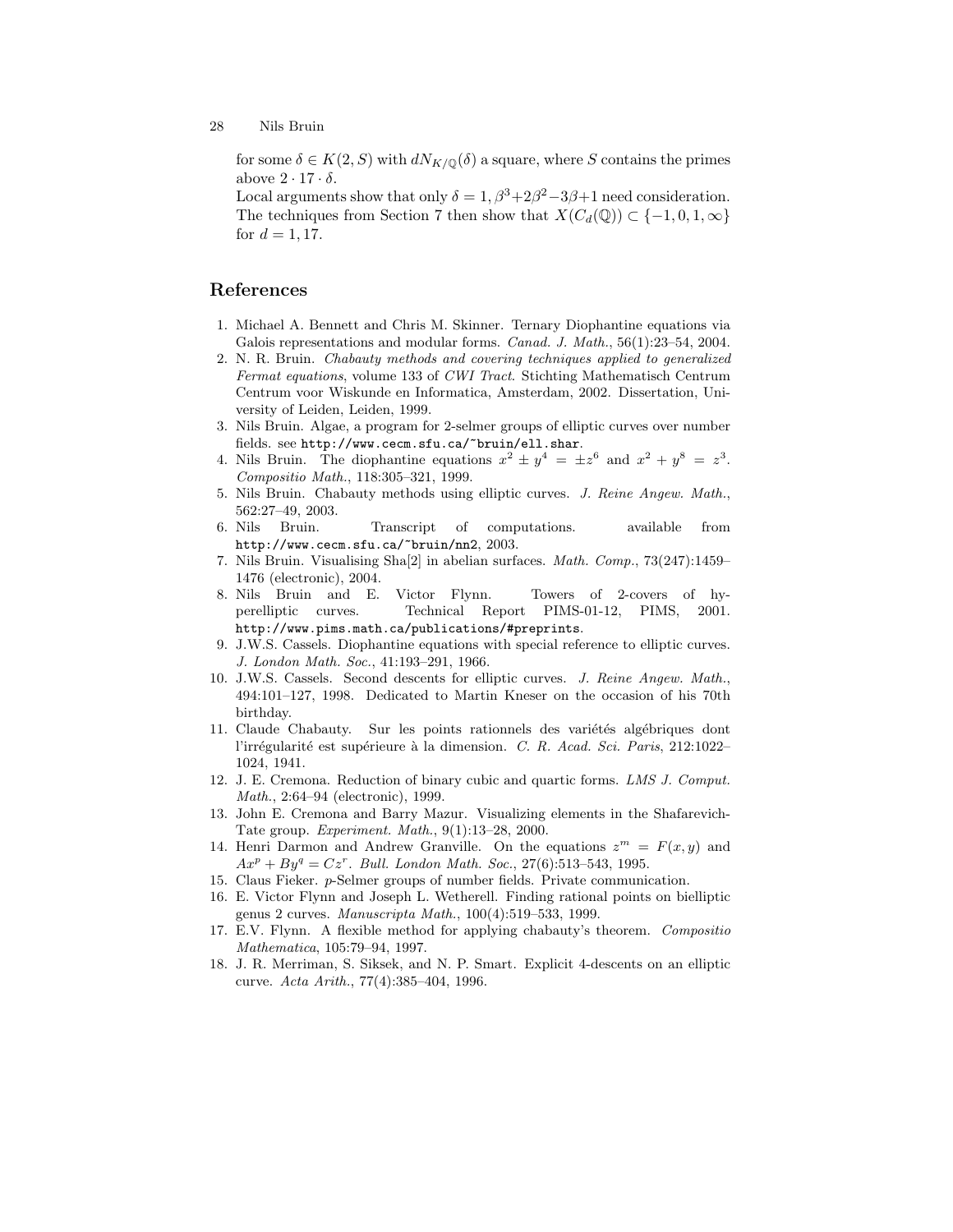for some $\delta \in K(2, S)$ with $dN_{K/\mathbb{Q}}(\delta)$ a square, where $S$ contains the primes above $2 \cdot 17 \cdot \delta$.

Local arguments show that only $\delta = 1, \beta^3+2\beta^2-3\beta+1$ need consideration. The techniques from Section 7 then show that $X(C_d(\mathbb{Q})) \subset \{-1, 0, 1, \infty\}$ for $d = 1, 17$.

## References

1. Michael A. Bennett and Chris M. Skinner. Ternary Diophantine equations via Galois representations and modular forms. *Canad. J. Math.*, 56(1):23–54, 2004.
2. N. R. Bruin. *Chabauty methods and covering techniques applied to generalized Fermat equations*, volume 133 of *CWI Tract*. Stichting Mathematisch Centrum Centrum voor Wiskunde en Informatica, Amsterdam, 2002. Dissertation, University of Leiden, Leiden, 1999.
3. Nils Bruin. Algae, a program for 2-selmer groups of elliptic curves over number fields. see `http://www.cecm.sfu.ca/~bruin/ell.shar`.
4. Nils Bruin. The diophantine equations $x^2 \pm y^4 = \pm z^6$ and $x^2 + y^8 = z^3$. *Compositio Math.*, 118:305–321, 1999.
5. Nils Bruin. Chabauty methods using elliptic curves. *J. Reine Angew. Math.*, 562:27–49, 2003.
6. Nils Bruin. Transcript of computations. available from `http://www.cecm.sfu.ca/~bruin/nn2`, 2003.
7. Nils Bruin. Visualising Sha[2] in abelian surfaces. *Math. Comp.*, 73(247):1459–1476 (electronic), 2004.
8. Nils Bruin and E. Victor Flynn. Towers of 2-covers of hyperelliptic curves. Technical Report PIMS-01-12, PIMS, 2001. `http://www.pims.math.ca/publications/#preprints`.
9. J.W.S. Cassels. Diophantine equations with special reference to elliptic curves. *J. London Math. Soc.*, 41:193–291, 1966.
10. J.W.S. Cassels. Second descents for elliptic curves. *J. Reine Angew. Math.*, 494:101–127, 1998. Dedicated to Martin Kneser on the occasion of his 70th birthday.
11. Claude Chabauty. Sur les points rationnels des variétés algébriques dont l'irrégularité est supérieure à la dimension. *C. R. Acad. Sci. Paris*, 212:1022–1024, 1941.
12. J. E. Cremona. Reduction of binary cubic and quartic forms. *LMS J. Comput. Math.*, 2:64–94 (electronic), 1999.
13. John E. Cremona and Barry Mazur. Visualizing elements in the Shafarevich-Tate group. *Experiment. Math.*, 9(1):13–28, 2000.
14. Henri Darmon and Andrew Granville. On the equations $z^m = F(x, y)$ and $Ax^p + By^q = Cz^r$. *Bull. London Math. Soc.*, 27(6):513–543, 1995.
15. Claus Fieker. $p$-Selmer groups of number fields. Private communication.
16. E. Victor Flynn and Joseph L. Wetherell. Finding rational points on bielliptic genus 2 curves. *Manuscripta Math.*, 100(4):519–533, 1999.
17. E.V. Flynn. A flexible method for applying chabauty's theorem. *Compositio Mathematica*, 105:79–94, 1997.
18. J. R. Merriman, S. Siksek, and N. P. Smart. Explicit 4-descents on an elliptic curve. *Acta Arith.*, 77(4):385–404, 1996.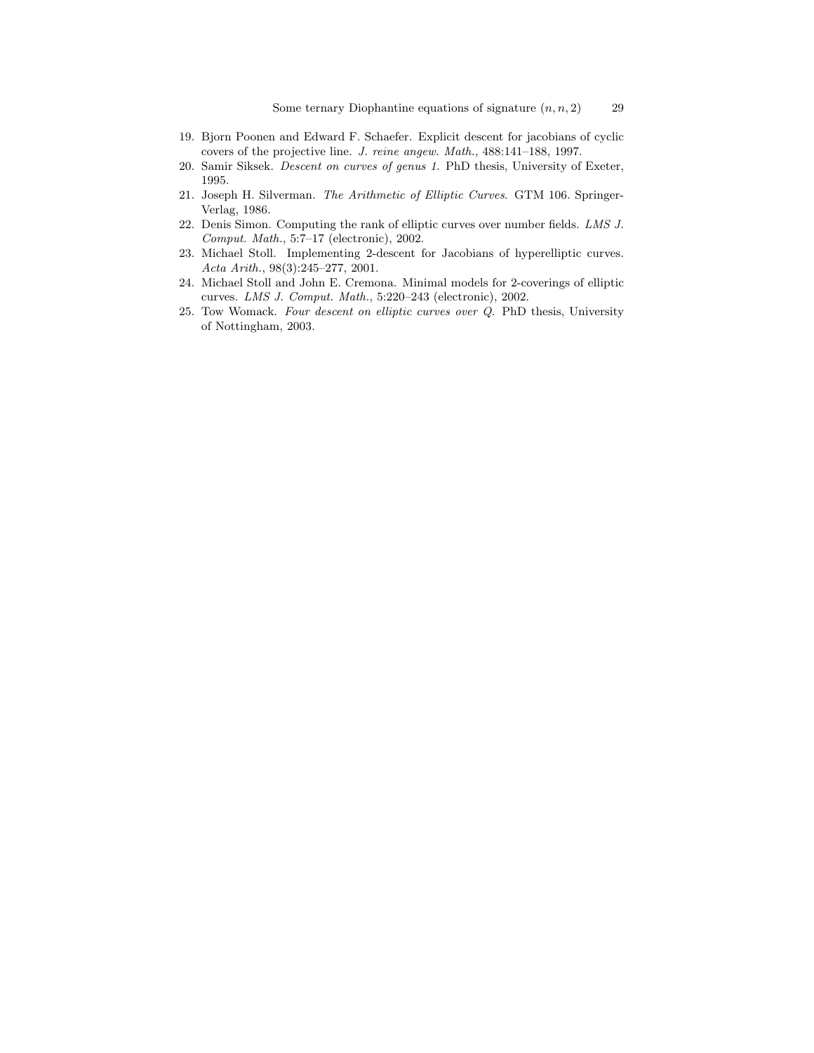19. Bjorn Poonen and Edward F. Schaefer. Explicit descent for jacobians of cyclic covers of the projective line. *J. reine angew. Math.*, 488:141–188, 1997.
20. Samir Siksek. *Descent on curves of genus 1*. PhD thesis, University of Exeter, 1995.
21. Joseph H. Silverman. *The Arithmetic of Elliptic Curves*. GTM 106. Springer-Verlag, 1986.
22. Denis Simon. Computing the rank of elliptic curves over number fields. *LMS J. Comput. Math.*, 5:7–17 (electronic), 2002.
23. Michael Stoll. Implementing 2-descent for Jacobians of hyperelliptic curves. *Acta Arith.*, 98(3):245–277, 2001.
24. Michael Stoll and John E. Cremona. Minimal models for 2-coverings of elliptic curves. *LMS J. Comput. Math.*, 5:220–243 (electronic), 2002.
25. Tow Womack. *Four descent on elliptic curves over Q*. PhD thesis, University of Nottingham, 2003.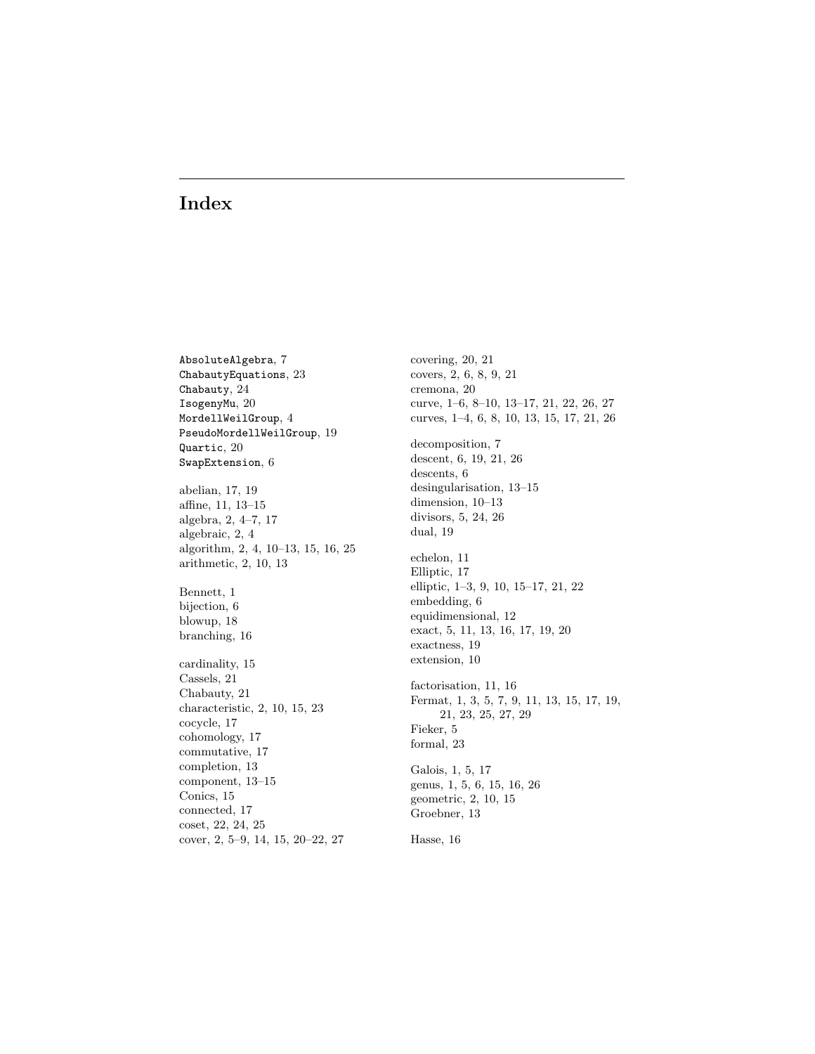# Index

`AbsoluteAlgebra`, 7
`ChabautyEquations`, 23
`Chabauty`, 24
`IsogenyMu`, 20
`MordellWeilGroup`, 4
`PseudoMordellWeilGroup`, 19
`Quartic`, 20
`SwapExtension`, 6

abelian, 17, 19
affine, 11, 13–15
algebra, 2, 4–7, 17
algebraic, 2, 4
algorithm, 2, 4, 10–13, 15, 16, 25
arithmetic, 2, 10, 13

Bennett, 1
bijection, 6
blowup, 18
branching, 16

cardinality, 15
Cassels, 21
Chabauty, 21
characteristic, 2, 10, 15, 23
cocycle, 17
cohomology, 17
commutative, 17
completion, 13
component, 13–15
Conics, 15
connected, 17
coset, 22, 24, 25
cover, 2, 5–9, 14, 15, 20–22, 27
covering, 20, 21
covers, 2, 6, 8, 9, 21
cremona, 20
curve, 1–6, 8–10, 13–17, 21, 22, 26, 27
curves, 1–4, 6, 8, 10, 13, 15, 17, 21, 26

decomposition, 7
descent, 6, 19, 21, 26
descents, 6
desingularisation, 13–15
dimension, 10–13
divisors, 5, 24, 26
dual, 19

echelon, 11
Elliptic, 17
elliptic, 1–3, 9, 10, 15–17, 21, 22
embedding, 6
equidimensional, 12
exact, 5, 11, 13, 16, 17, 19, 20
exactness, 19
extension, 10

factorisation, 11, 16
Fermat, 1, 3, 5, 7, 9, 11, 13, 15, 17, 19, 21, 23, 25, 27, 29
Fieker, 5
formal, 23

Galois, 1, 5, 17
genus, 1, 5, 6, 15, 16, 26
geometric, 2, 10, 15
Groebner, 13

Hasse, 16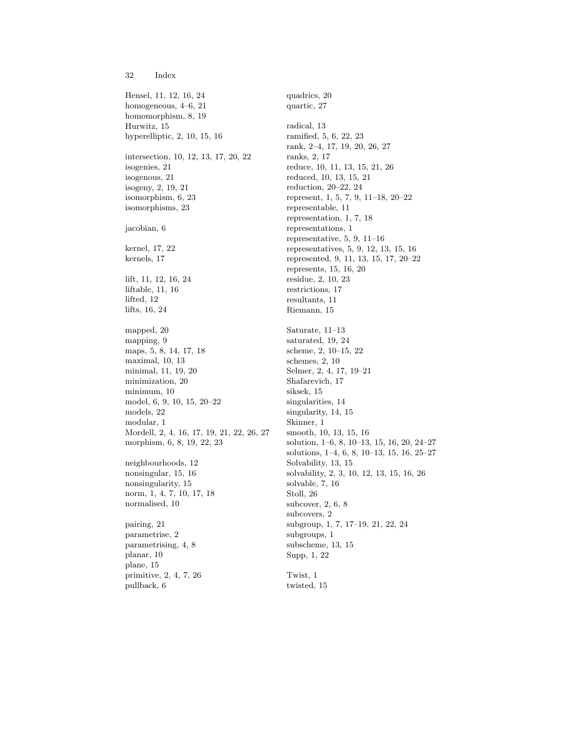Hensel, 11, 12, 16, 24
homogeneous, 4–6, 21
homomorphism, 8, 19
Hurwitz, 15
hyperelliptic, 2, 10, 15, 16

intersection, 10, 12, 13, 17, 20, 22
isogenies, 21
isogenous, 21
isogeny, 2, 19, 21
isomorphism, 6, 23
isomorphisms, 23

jacobian, 6

kernel, 17, 22
kernels, 17

lift, 11, 12, 16, 24
liftable, 11, 16
lifted, 12
lifts, 16, 24

mapped, 20
mapping, 9
maps, 5, 8, 14, 17, 18
maximal, 10, 13
minimal, 11, 19, 20
minimization, 20
minimum, 10
model, 6, 9, 10, 15, 20–22
models, 22
modular, 1
Mordell, 2, 4, 16, 17, 19, 21, 22, 26, 27
morphism, 6, 8, 19, 22, 23

neighbourhoods, 12
nonsingular, 15, 16
nonsingularity, 15
norm, 1, 4, 7, 10, 17, 18
normalised, 10

pairing, 21
parametrise, 2
parametrising, 4, 8
planar, 10
plane, 15
primitive, 2, 4, 7, 26
pullback, 6

quadrics, 20
quartic, 27

radical, 13
ramified, 5, 6, 22, 23
rank, 2–4, 17, 19, 20, 26, 27
ranks, 2, 17
reduce, 10, 11, 13, 15, 21, 26
reduced, 10, 13, 15, 21
reduction, 20–22, 24
represent, 1, 5, 7, 9, 11–18, 20–22
representable, 11
representation, 1, 7, 18
representations, 1
representative, 5, 9, 11–16
representatives, 5, 9, 12, 13, 15, 16
represented, 9, 11, 13, 15, 17, 20–22
represents, 15, 16, 20
residue, 2, 10, 23
restrictions, 17
resultants, 11
Riemann, 15

Saturate, 11–13
saturated, 19, 24
scheme, 2, 10–15, 22
schemes, 2, 10
Selmer, 2, 4, 17, 19–21
Shafarevich, 17
siksek, 15
singularities, 14
singularity, 14, 15
Skinner, 1
smooth, 10, 13, 15, 16
solution, 1–6, 8, 10–13, 15, 16, 20, 24–27
solutions, 1–4, 6, 8, 10–13, 15, 16, 25–27
Solvability, 13, 15
solvability, 2, 3, 10, 12, 13, 15, 16, 26
solvable, 7, 16
Stoll, 26
subcover, 2, 6, 8
subcovers, 2
subgroup, 1, 7, 17–19, 21, 22, 24
subgroups, 1
subscheme, 13, 15
Supp, 1, 22

Twist, 1
twisted, 15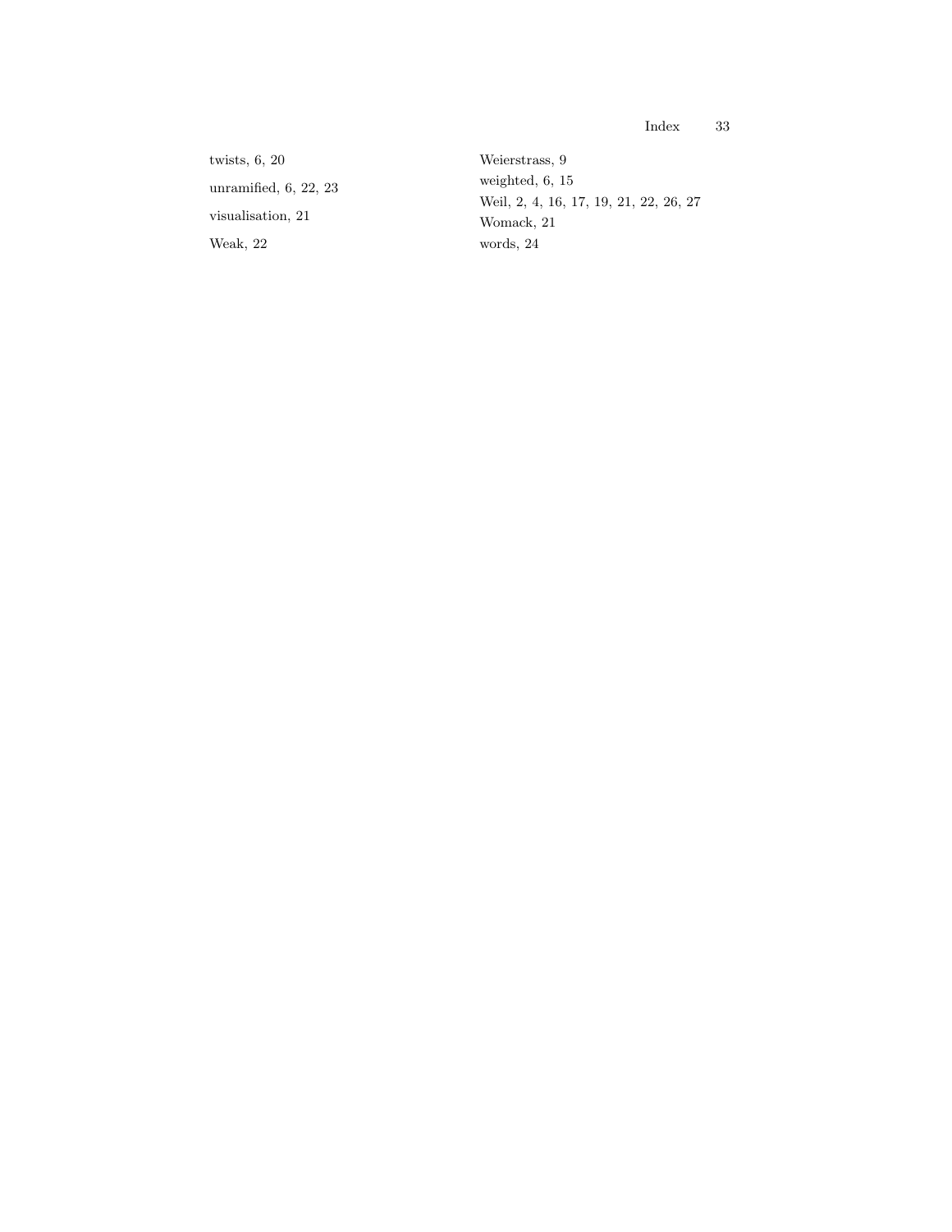twists, 6, 20

unramified, 6, 22, 23

visualisation, 21

Weak, 22

Weierstrass, 9
weighted, 6, 15
Weil, 2, 4, 16, 17, 19, 21, 22, 26, 27
Womack, 21
words, 24